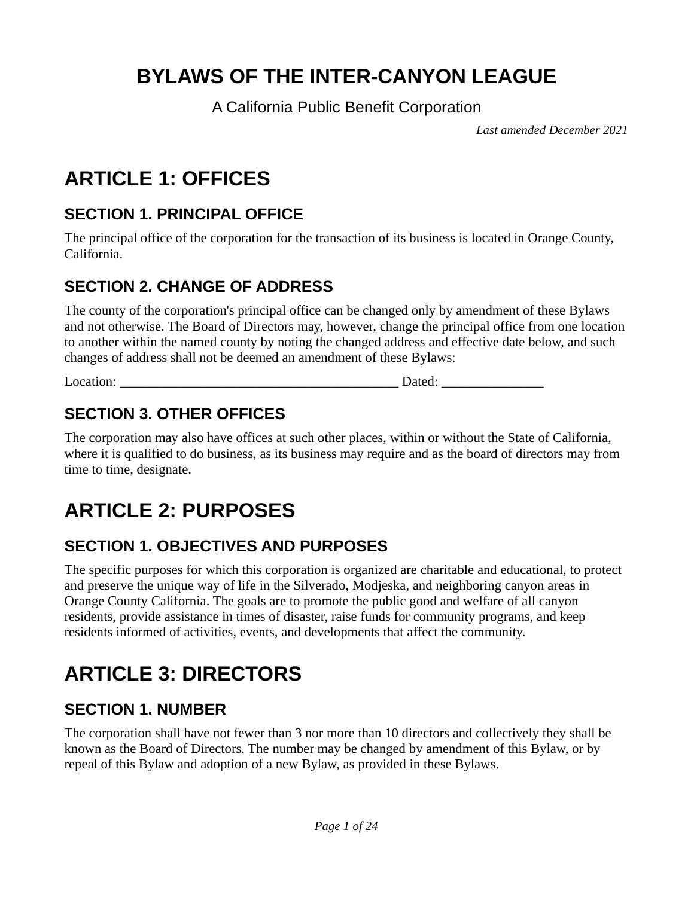# BYLAWS OF THE INTER-CANYON LEAGUE

A California Public Benefit Corporation

*Last amended December 2021*

## ARTICLE 1: OFFICES

### SECTION 1. PRINCIPAL OFFICE

The principal office of the corporation for the transaction of its business is located in Orange County, California.

### SECTION 2. CHANGE OF ADDRESS

The county of the corporation's principal office can be changed only by amendment of these Bylaws and not otherwise. The Board of Directors may, however, change the principal office from one location to another within the named county by noting the changed address and effective date below, and such changes of address shall not be deemed an amendment of these Bylaws:

Location: _________________________________________ Dated: _______________

### SECTION 3. OTHER OFFICES

The corporation may also have offices at such other places, within or without the State of California, where it is qualified to do business, as its business may require and as the board of directors may from time to time, designate.

## ARTICLE 2: PURPOSES

### SECTION 1. OBJECTIVES AND PURPOSES

The specific purposes for which this corporation is organized are charitable and educational, to protect and preserve the unique way of life in the Silverado, Modjeska, and neighboring canyon areas in Orange County California. The goals are to promote the public good and welfare of all canyon residents, provide assistance in times of disaster, raise funds for community programs, and keep residents informed of activities, events, and developments that affect the community.

## ARTICLE 3: DIRECTORS

### SECTION 1. NUMBER

The corporation shall have not fewer than 3 nor more than 10 directors and collectively they shall be known as the Board of Directors. The number may be changed by amendment of this Bylaw, or by repeal of this Bylaw and adoption of a new Bylaw, as provided in these Bylaws.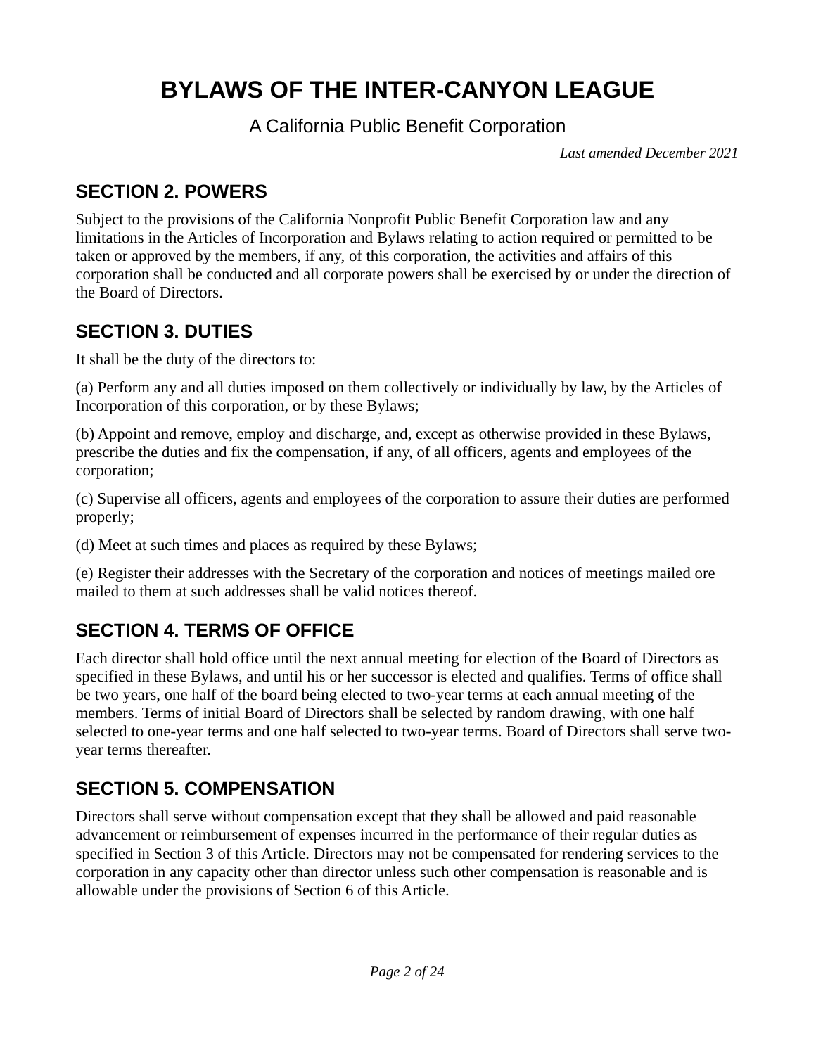# BYLAWS OF THE INTER-CANYON LEAGUE

A California Public Benefit Corporation

*Last amended December 2021*

## SECTION 2. POWERS

Subject to the provisions of the California Nonprofit Public Benefit Corporation law and any limitations in the Articles of Incorporation and Bylaws relating to action required or permitted to be taken or approved by the members, if any, of this corporation, the activities and affairs of this corporation shall be conducted and all corporate powers shall be exercised by or under the direction of the Board of Directors.

## SECTION 3. DUTIES

It shall be the duty of the directors to:

(a) Perform any and all duties imposed on them collectively or individually by law, by the Articles of Incorporation of this corporation, or by these Bylaws;

(b) Appoint and remove, employ and discharge, and, except as otherwise provided in these Bylaws, prescribe the duties and fix the compensation, if any, of all officers, agents and employees of the corporation;

(c) Supervise all officers, agents and employees of the corporation to assure their duties are performed properly;

(d) Meet at such times and places as required by these Bylaws;

(e) Register their addresses with the Secretary of the corporation and notices of meetings mailed ore mailed to them at such addresses shall be valid notices thereof.

## SECTION 4. TERMS OF OFFICE

Each director shall hold office until the next annual meeting for election of the Board of Directors as specified in these Bylaws, and until his or her successor is elected and qualifies. Terms of office shall be two years, one half of the board being elected to two-year terms at each annual meeting of the members. Terms of initial Board of Directors shall be selected by random drawing, with one half selected to one-year terms and one half selected to two-year terms. Board of Directors shall serve two-year terms thereafter.

## SECTION 5. COMPENSATION

Directors shall serve without compensation except that they shall be allowed and paid reasonable advancement or reimbursement of expenses incurred in the performance of their regular duties as specified in Section 3 of this Article. Directors may not be compensated for rendering services to the corporation in any capacity other than director unless such other compensation is reasonable and is allowable under the provisions of Section 6 of this Article.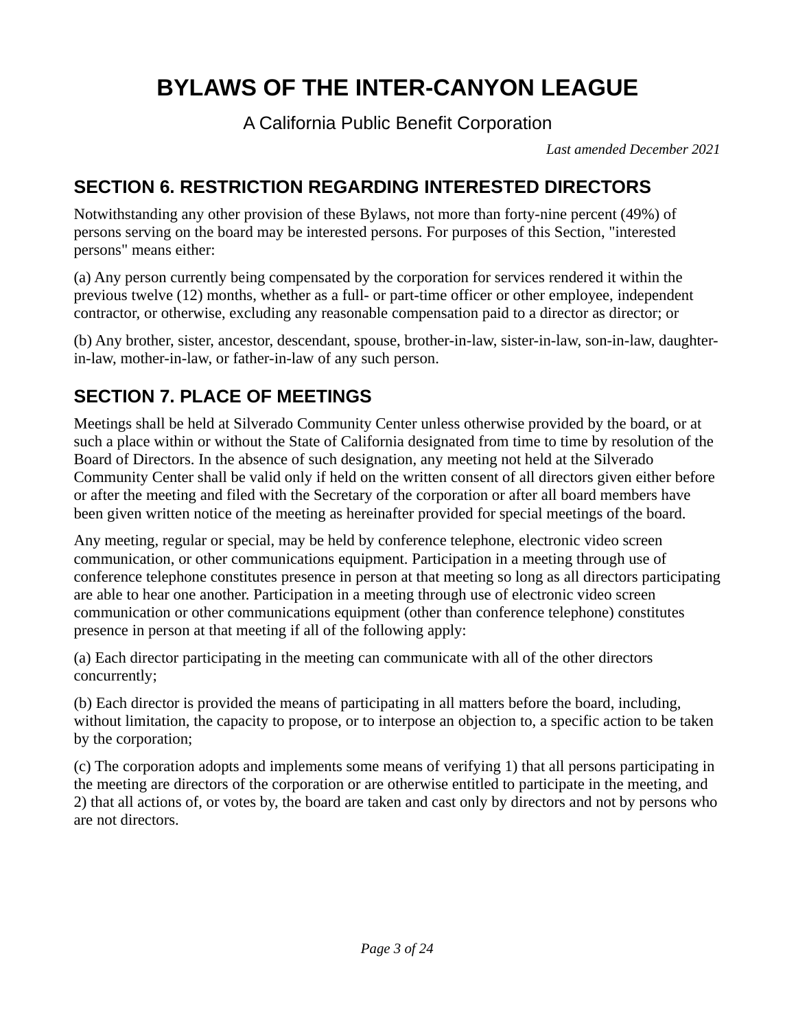# BYLAWS OF THE INTER-CANYON LEAGUE

A California Public Benefit Corporation

*Last amended December 2021*

## SECTION 6. RESTRICTION REGARDING INTERESTED DIRECTORS

Notwithstanding any other provision of these Bylaws, not more than forty-nine percent (49%) of persons serving on the board may be interested persons. For purposes of this Section, "interested persons" means either:

(a) Any person currently being compensated by the corporation for services rendered it within the previous twelve (12) months, whether as a full- or part-time officer or other employee, independent contractor, or otherwise, excluding any reasonable compensation paid to a director as director; or

(b) Any brother, sister, ancestor, descendant, spouse, brother-in-law, sister-in-law, son-in-law, daughter-in-law, mother-in-law, or father-in-law of any such person.

## SECTION 7. PLACE OF MEETINGS

Meetings shall be held at Silverado Community Center unless otherwise provided by the board, or at such a place within or without the State of California designated from time to time by resolution of the Board of Directors. In the absence of such designation, any meeting not held at the Silverado Community Center shall be valid only if held on the written consent of all directors given either before or after the meeting and filed with the Secretary of the corporation or after all board members have been given written notice of the meeting as hereinafter provided for special meetings of the board.

Any meeting, regular or special, may be held by conference telephone, electronic video screen communication, or other communications equipment. Participation in a meeting through use of conference telephone constitutes presence in person at that meeting so long as all directors participating are able to hear one another. Participation in a meeting through use of electronic video screen communication or other communications equipment (other than conference telephone) constitutes presence in person at that meeting if all of the following apply:

(a) Each director participating in the meeting can communicate with all of the other directors concurrently;

(b) Each director is provided the means of participating in all matters before the board, including, without limitation, the capacity to propose, or to interpose an objection to, a specific action to be taken by the corporation;

(c) The corporation adopts and implements some means of verifying 1) that all persons participating in the meeting are directors of the corporation or are otherwise entitled to participate in the meeting, and 2) that all actions of, or votes by, the board are taken and cast only by directors and not by persons who are not directors.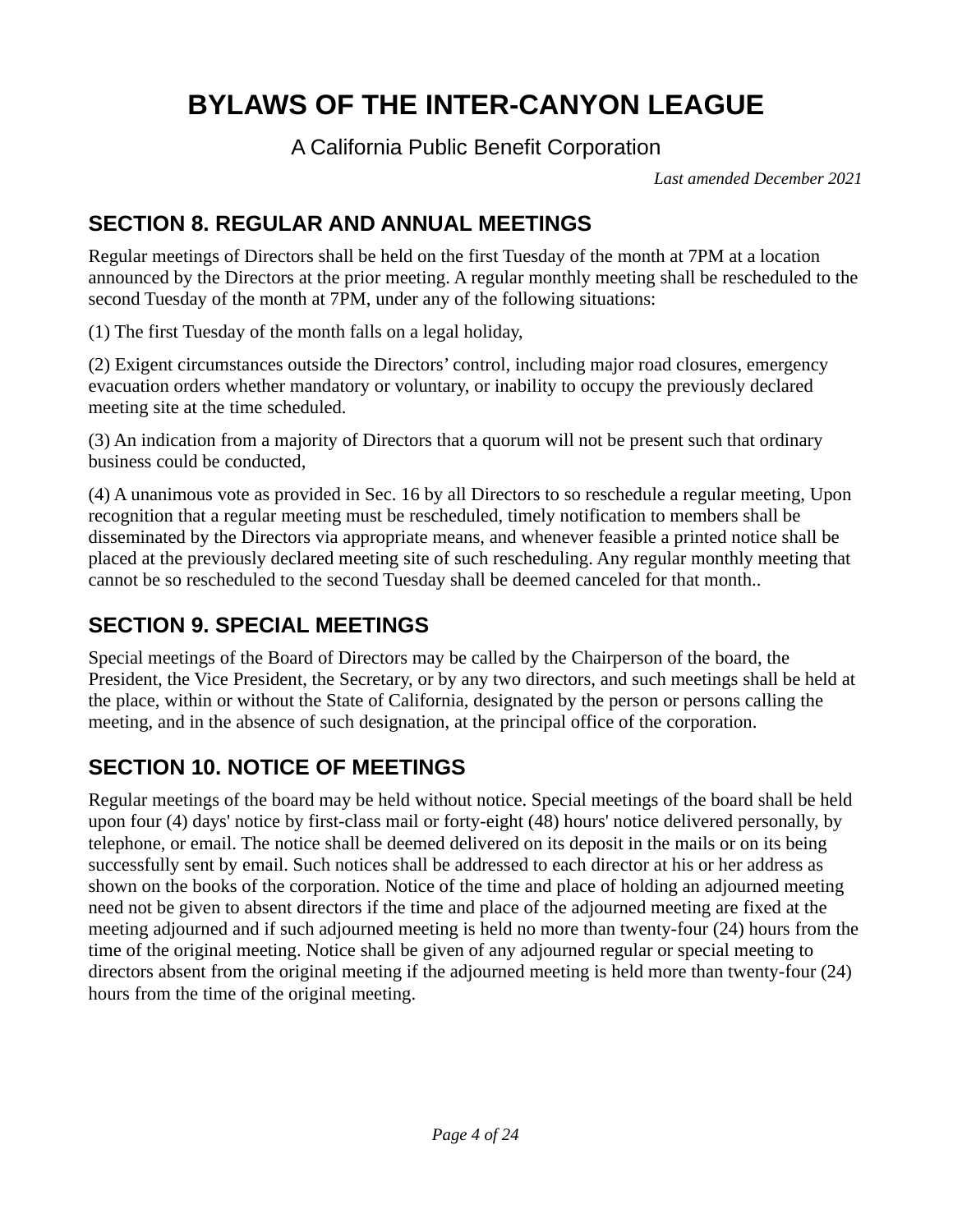# BYLAWS OF THE INTER-CANYON LEAGUE

A California Public Benefit Corporation

*Last amended December 2021*

## SECTION 8. REGULAR AND ANNUAL MEETINGS

Regular meetings of Directors shall be held on the first Tuesday of the month at 7PM at a location announced by the Directors at the prior meeting. A regular monthly meeting shall be rescheduled to the second Tuesday of the month at 7PM, under any of the following situations:

(1) The first Tuesday of the month falls on a legal holiday,

(2) Exigent circumstances outside the Directors' control, including major road closures, emergency evacuation orders whether mandatory or voluntary, or inability to occupy the previously declared meeting site at the time scheduled.

(3) An indication from a majority of Directors that a quorum will not be present such that ordinary business could be conducted,

(4) A unanimous vote as provided in Sec. 16 by all Directors to so reschedule a regular meeting, Upon recognition that a regular meeting must be rescheduled, timely notification to members shall be disseminated by the Directors via appropriate means, and whenever feasible a printed notice shall be placed at the previously declared meeting site of such rescheduling. Any regular monthly meeting that cannot be so rescheduled to the second Tuesday shall be deemed canceled for that month..

## SECTION 9. SPECIAL MEETINGS

Special meetings of the Board of Directors may be called by the Chairperson of the board, the President, the Vice President, the Secretary, or by any two directors, and such meetings shall be held at the place, within or without the State of California, designated by the person or persons calling the meeting, and in the absence of such designation, at the principal office of the corporation.

## SECTION 10. NOTICE OF MEETINGS

Regular meetings of the board may be held without notice. Special meetings of the board shall be held upon four (4) days' notice by first-class mail or forty-eight (48) hours' notice delivered personally, by telephone, or email. The notice shall be deemed delivered on its deposit in the mails or on its being successfully sent by email. Such notices shall be addressed to each director at his or her address as shown on the books of the corporation. Notice of the time and place of holding an adjourned meeting need not be given to absent directors if the time and place of the adjourned meeting are fixed at the meeting adjourned and if such adjourned meeting is held no more than twenty-four (24) hours from the time of the original meeting. Notice shall be given of any adjourned regular or special meeting to directors absent from the original meeting if the adjourned meeting is held more than twenty-four (24) hours from the time of the original meeting.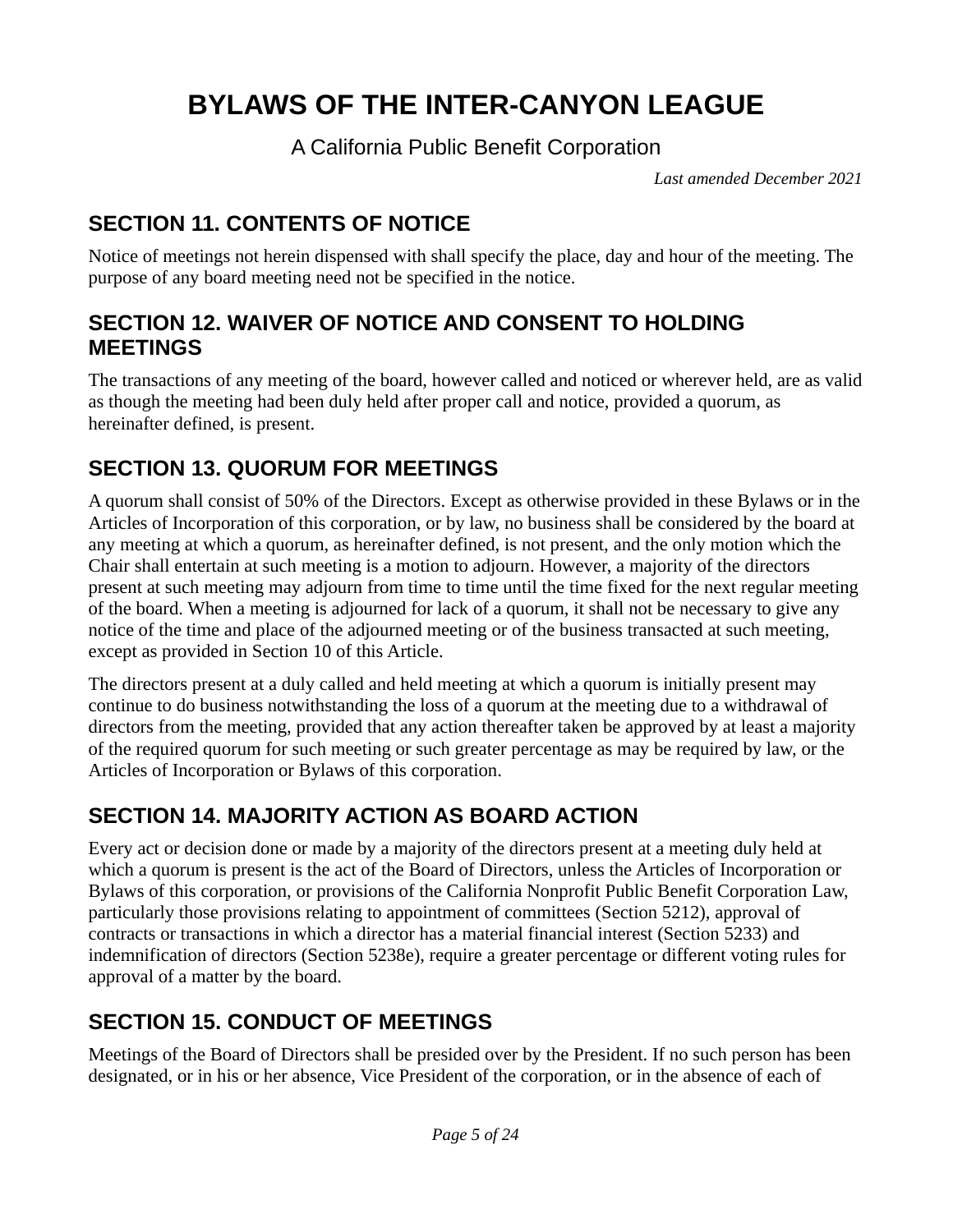# BYLAWS OF THE INTER-CANYON LEAGUE

A California Public Benefit Corporation

*Last amended December 2021*

## SECTION 11. CONTENTS OF NOTICE

Notice of meetings not herein dispensed with shall specify the place, day and hour of the meeting. The purpose of any board meeting need not be specified in the notice.

## SECTION 12. WAIVER OF NOTICE AND CONSENT TO HOLDING MEETINGS

The transactions of any meeting of the board, however called and noticed or wherever held, are as valid as though the meeting had been duly held after proper call and notice, provided a quorum, as hereinafter defined, is present.

## SECTION 13. QUORUM FOR MEETINGS

A quorum shall consist of 50% of the Directors. Except as otherwise provided in these Bylaws or in the Articles of Incorporation of this corporation, or by law, no business shall be considered by the board at any meeting at which a quorum, as hereinafter defined, is not present, and the only motion which the Chair shall entertain at such meeting is a motion to adjourn. However, a majority of the directors present at such meeting may adjourn from time to time until the time fixed for the next regular meeting of the board. When a meeting is adjourned for lack of a quorum, it shall not be necessary to give any notice of the time and place of the adjourned meeting or of the business transacted at such meeting, except as provided in Section 10 of this Article.

The directors present at a duly called and held meeting at which a quorum is initially present may continue to do business notwithstanding the loss of a quorum at the meeting due to a withdrawal of directors from the meeting, provided that any action thereafter taken be approved by at least a majority of the required quorum for such meeting or such greater percentage as may be required by law, or the Articles of Incorporation or Bylaws of this corporation.

## SECTION 14. MAJORITY ACTION AS BOARD ACTION

Every act or decision done or made by a majority of the directors present at a meeting duly held at which a quorum is present is the act of the Board of Directors, unless the Articles of Incorporation or Bylaws of this corporation, or provisions of the California Nonprofit Public Benefit Corporation Law, particularly those provisions relating to appointment of committees (Section 5212), approval of contracts or transactions in which a director has a material financial interest (Section 5233) and indemnification of directors (Section 5238e), require a greater percentage or different voting rules for approval of a matter by the board.

## SECTION 15. CONDUCT OF MEETINGS

Meetings of the Board of Directors shall be presided over by the President. If no such person has been designated, or in his or her absence, Vice President of the corporation, or in the absence of each of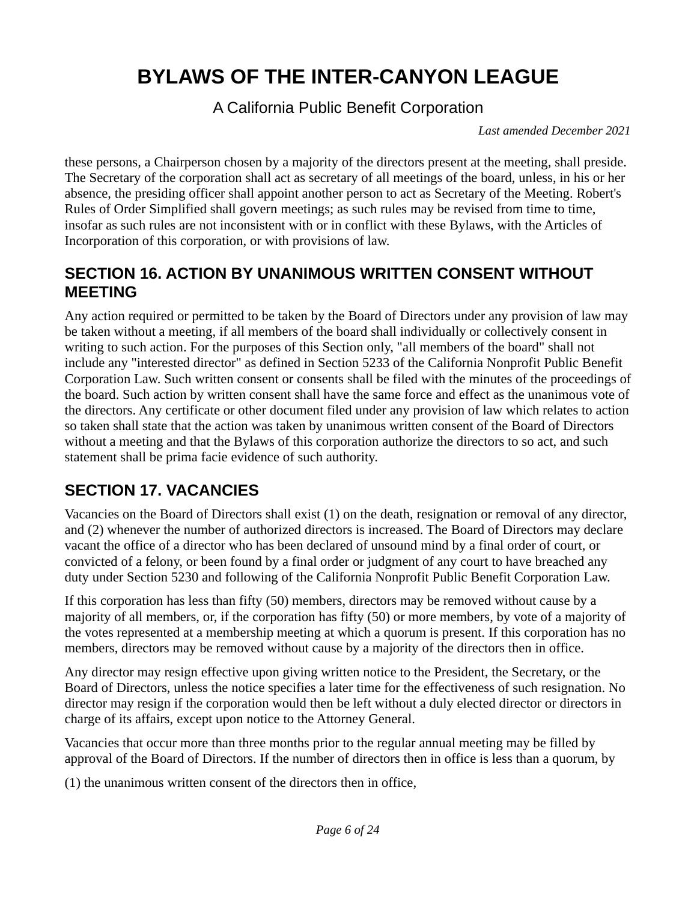these persons, a Chairperson chosen by a majority of the directors present at the meeting, shall preside. The Secretary of the corporation shall act as secretary of all meetings of the board, unless, in his or her absence, the presiding officer shall appoint another person to act as Secretary of the Meeting. Robert's Rules of Order Simplified shall govern meetings; as such rules may be revised from time to time, insofar as such rules are not inconsistent with or in conflict with these Bylaws, with the Articles of Incorporation of this corporation, or with provisions of law.

## SECTION 16. ACTION BY UNANIMOUS WRITTEN CONSENT WITHOUT MEETING

Any action required or permitted to be taken by the Board of Directors under any provision of law may be taken without a meeting, if all members of the board shall individually or collectively consent in writing to such action. For the purposes of this Section only, "all members of the board" shall not include any "interested director" as defined in Section 5233 of the California Nonprofit Public Benefit Corporation Law. Such written consent or consents shall be filed with the minutes of the proceedings of the board. Such action by written consent shall have the same force and effect as the unanimous vote of the directors. Any certificate or other document filed under any provision of law which relates to action so taken shall state that the action was taken by unanimous written consent of the Board of Directors without a meeting and that the Bylaws of this corporation authorize the directors to so act, and such statement shall be prima facie evidence of such authority.

## SECTION 17. VACANCIES

Vacancies on the Board of Directors shall exist (1) on the death, resignation or removal of any director, and (2) whenever the number of authorized directors is increased. The Board of Directors may declare vacant the office of a director who has been declared of unsound mind by a final order of court, or convicted of a felony, or been found by a final order or judgment of any court to have breached any duty under Section 5230 and following of the California Nonprofit Public Benefit Corporation Law.

If this corporation has less than fifty (50) members, directors may be removed without cause by a majority of all members, or, if the corporation has fifty (50) or more members, by vote of a majority of the votes represented at a membership meeting at which a quorum is present. If this corporation has no members, directors may be removed without cause by a majority of the directors then in office.

Any director may resign effective upon giving written notice to the President, the Secretary, or the Board of Directors, unless the notice specifies a later time for the effectiveness of such resignation. No director may resign if the corporation would then be left without a duly elected director or directors in charge of its affairs, except upon notice to the Attorney General.

Vacancies that occur more than three months prior to the regular annual meeting may be filled by approval of the Board of Directors. If the number of directors then in office is less than a quorum, by

(1) the unanimous written consent of the directors then in office,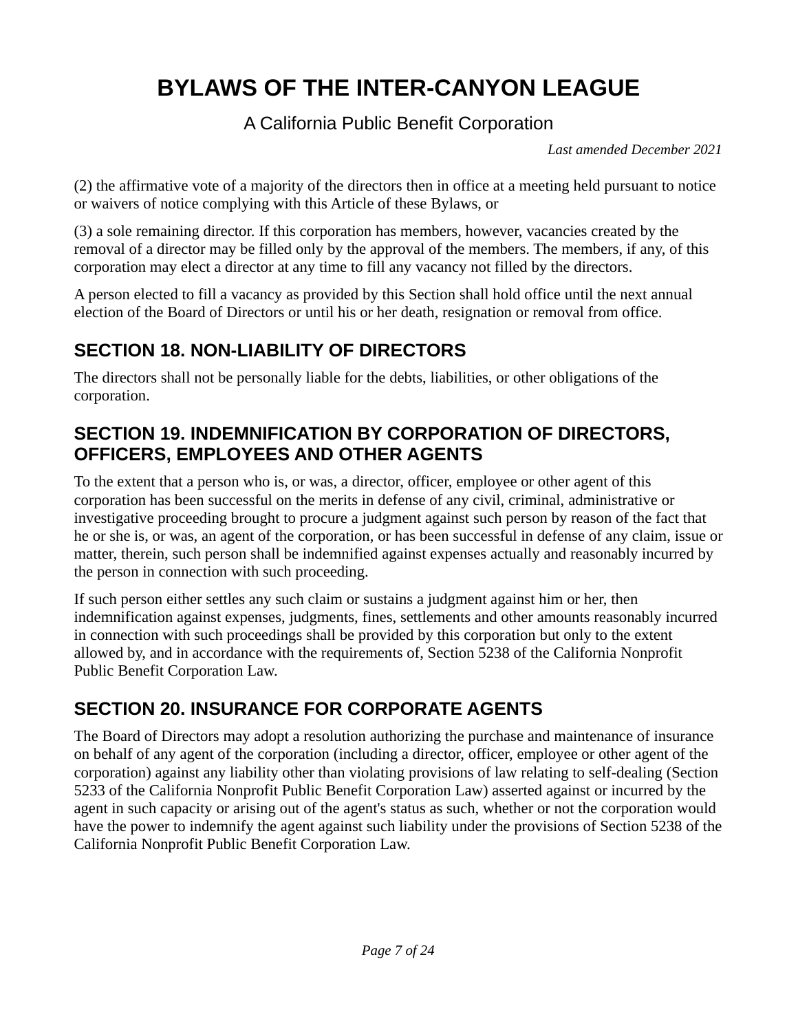(2) the affirmative vote of a majority of the directors then in office at a meeting held pursuant to notice or waivers of notice complying with this Article of these Bylaws, or

(3) a sole remaining director. If this corporation has members, however, vacancies created by the removal of a director may be filled only by the approval of the members. The members, if any, of this corporation may elect a director at any time to fill any vacancy not filled by the directors.

A person elected to fill a vacancy as provided by this Section shall hold office until the next annual election of the Board of Directors or until his or her death, resignation or removal from office.

## SECTION 18. NON-LIABILITY OF DIRECTORS

The directors shall not be personally liable for the debts, liabilities, or other obligations of the corporation.

## SECTION 19. INDEMNIFICATION BY CORPORATION OF DIRECTORS, OFFICERS, EMPLOYEES AND OTHER AGENTS

To the extent that a person who is, or was, a director, officer, employee or other agent of this corporation has been successful on the merits in defense of any civil, criminal, administrative or investigative proceeding brought to procure a judgment against such person by reason of the fact that he or she is, or was, an agent of the corporation, or has been successful in defense of any claim, issue or matter, therein, such person shall be indemnified against expenses actually and reasonably incurred by the person in connection with such proceeding.

If such person either settles any such claim or sustains a judgment against him or her, then indemnification against expenses, judgments, fines, settlements and other amounts reasonably incurred in connection with such proceedings shall be provided by this corporation but only to the extent allowed by, and in accordance with the requirements of, Section 5238 of the California Nonprofit Public Benefit Corporation Law.

## SECTION 20. INSURANCE FOR CORPORATE AGENTS

The Board of Directors may adopt a resolution authorizing the purchase and maintenance of insurance on behalf of any agent of the corporation (including a director, officer, employee or other agent of the corporation) against any liability other than violating provisions of law relating to self-dealing (Section 5233 of the California Nonprofit Public Benefit Corporation Law) asserted against or incurred by the agent in such capacity or arising out of the agent's status as such, whether or not the corporation would have the power to indemnify the agent against such liability under the provisions of Section 5238 of the California Nonprofit Public Benefit Corporation Law.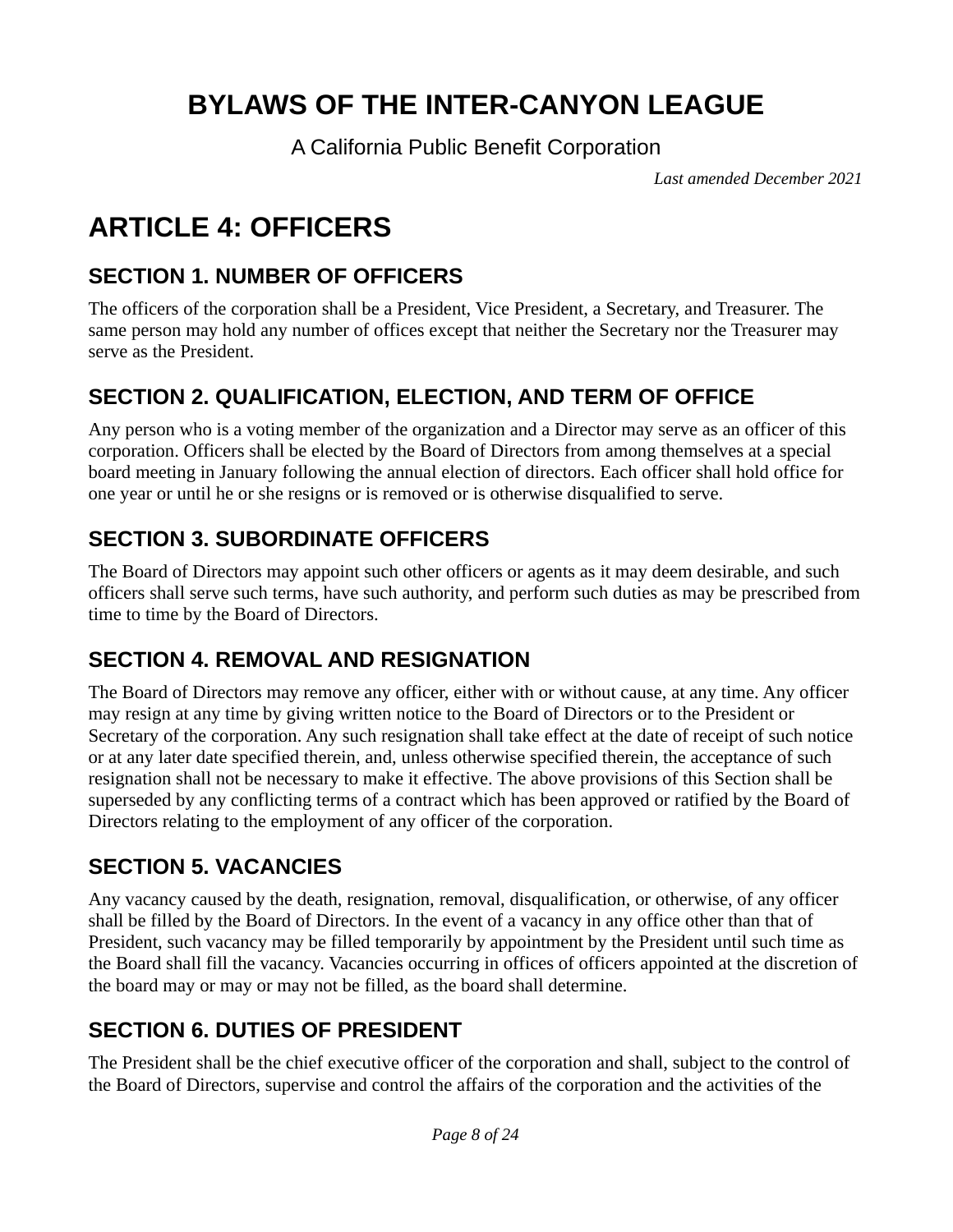# BYLAWS OF THE INTER-CANYON LEAGUE

A California Public Benefit Corporation

*Last amended December 2021*

# ARTICLE 4: OFFICERS

## SECTION 1. NUMBER OF OFFICERS

The officers of the corporation shall be a President, Vice President, a Secretary, and Treasurer. The same person may hold any number of offices except that neither the Secretary nor the Treasurer may serve as the President.

## SECTION 2. QUALIFICATION, ELECTION, AND TERM OF OFFICE

Any person who is a voting member of the organization and a Director may serve as an officer of this corporation. Officers shall be elected by the Board of Directors from among themselves at a special board meeting in January following the annual election of directors. Each officer shall hold office for one year or until he or she resigns or is removed or is otherwise disqualified to serve.

## SECTION 3. SUBORDINATE OFFICERS

The Board of Directors may appoint such other officers or agents as it may deem desirable, and such officers shall serve such terms, have such authority, and perform such duties as may be prescribed from time to time by the Board of Directors.

## SECTION 4. REMOVAL AND RESIGNATION

The Board of Directors may remove any officer, either with or without cause, at any time. Any officer may resign at any time by giving written notice to the Board of Directors or to the President or Secretary of the corporation. Any such resignation shall take effect at the date of receipt of such notice or at any later date specified therein, and, unless otherwise specified therein, the acceptance of such resignation shall not be necessary to make it effective. The above provisions of this Section shall be superseded by any conflicting terms of a contract which has been approved or ratified by the Board of Directors relating to the employment of any officer of the corporation.

## SECTION 5. VACANCIES

Any vacancy caused by the death, resignation, removal, disqualification, or otherwise, of any officer shall be filled by the Board of Directors. In the event of a vacancy in any office other than that of President, such vacancy may be filled temporarily by appointment by the President until such time as the Board shall fill the vacancy. Vacancies occurring in offices of officers appointed at the discretion of the board may or may or may not be filled, as the board shall determine.

## SECTION 6. DUTIES OF PRESIDENT

The President shall be the chief executive officer of the corporation and shall, subject to the control of the Board of Directors, supervise and control the affairs of the corporation and the activities of the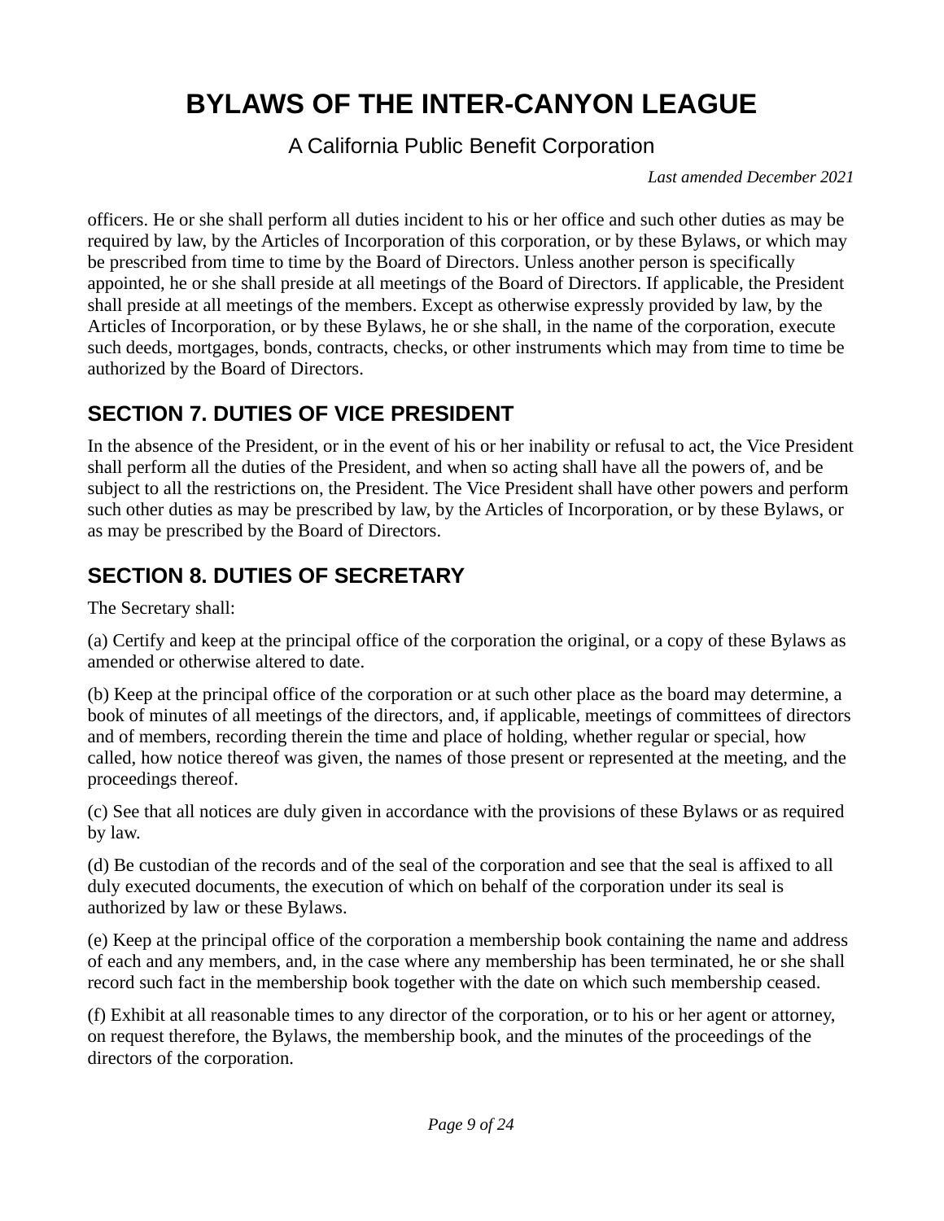officers. He or she shall perform all duties incident to his or her office and such other duties as may be required by law, by the Articles of Incorporation of this corporation, or by these Bylaws, or which may be prescribed from time to time by the Board of Directors. Unless another person is specifically appointed, he or she shall preside at all meetings of the Board of Directors. If applicable, the President shall preside at all meetings of the members. Except as otherwise expressly provided by law, by the Articles of Incorporation, or by these Bylaws, he or she shall, in the name of the corporation, execute such deeds, mortgages, bonds, contracts, checks, or other instruments which may from time to time be authorized by the Board of Directors.

## SECTION 7. DUTIES OF VICE PRESIDENT

In the absence of the President, or in the event of his or her inability or refusal to act, the Vice President shall perform all the duties of the President, and when so acting shall have all the powers of, and be subject to all the restrictions on, the President. The Vice President shall have other powers and perform such other duties as may be prescribed by law, by the Articles of Incorporation, or by these Bylaws, or as may be prescribed by the Board of Directors.

## SECTION 8. DUTIES OF SECRETARY

The Secretary shall:

(a) Certify and keep at the principal office of the corporation the original, or a copy of these Bylaws as amended or otherwise altered to date.

(b) Keep at the principal office of the corporation or at such other place as the board may determine, a book of minutes of all meetings of the directors, and, if applicable, meetings of committees of directors and of members, recording therein the time and place of holding, whether regular or special, how called, how notice thereof was given, the names of those present or represented at the meeting, and the proceedings thereof.

(c) See that all notices are duly given in accordance with the provisions of these Bylaws or as required by law.

(d) Be custodian of the records and of the seal of the corporation and see that the seal is affixed to all duly executed documents, the execution of which on behalf of the corporation under its seal is authorized by law or these Bylaws.

(e) Keep at the principal office of the corporation a membership book containing the name and address of each and any members, and, in the case where any membership has been terminated, he or she shall record such fact in the membership book together with the date on which such membership ceased.

(f) Exhibit at all reasonable times to any director of the corporation, or to his or her agent or attorney, on request therefore, the Bylaws, the membership book, and the minutes of the proceedings of the directors of the corporation.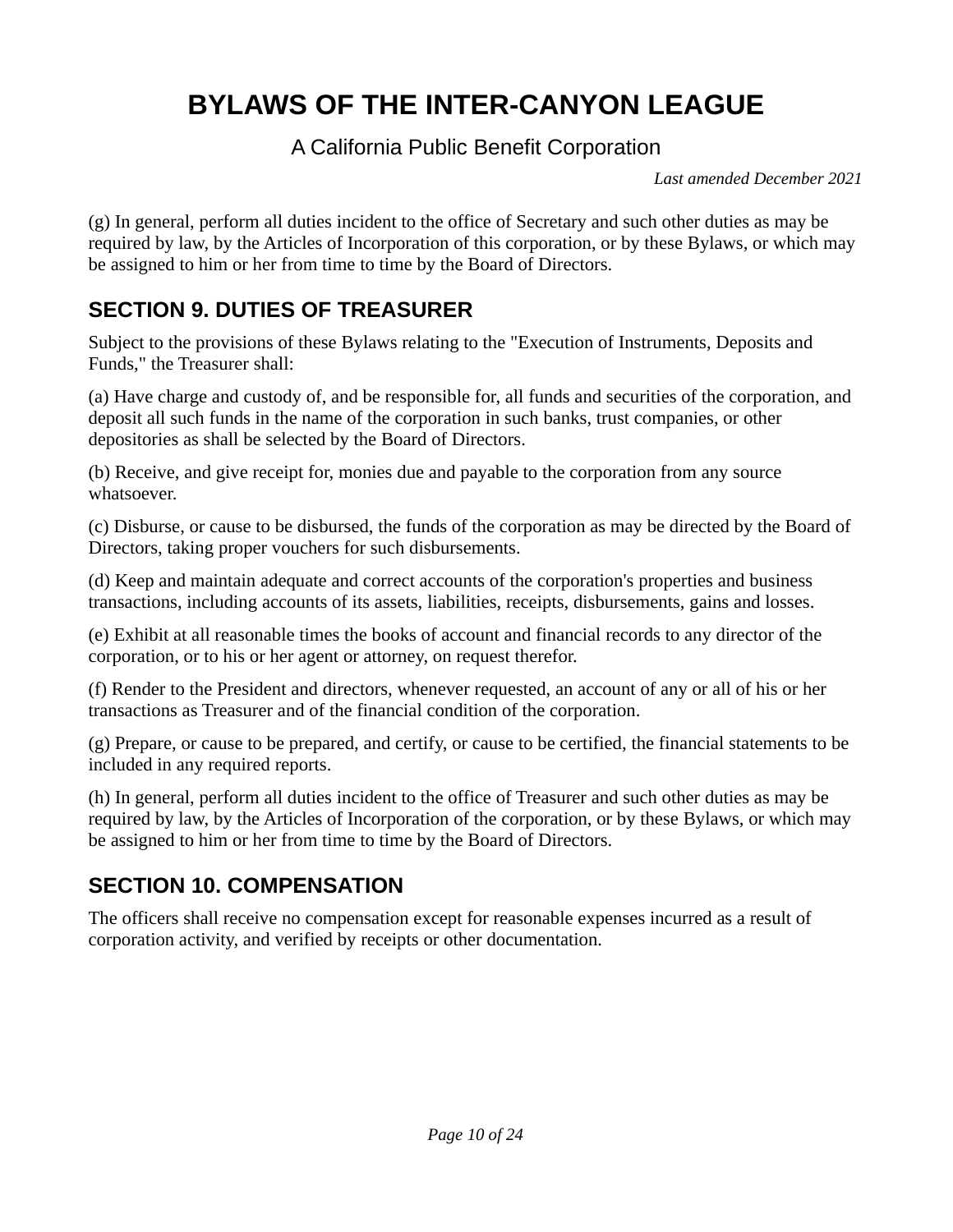(g) In general, perform all duties incident to the office of Secretary and such other duties as may be required by law, by the Articles of Incorporation of this corporation, or by these Bylaws, or which may be assigned to him or her from time to time by the Board of Directors.

## SECTION 9. DUTIES OF TREASURER

Subject to the provisions of these Bylaws relating to the "Execution of Instruments, Deposits and Funds," the Treasurer shall:

(a) Have charge and custody of, and be responsible for, all funds and securities of the corporation, and deposit all such funds in the name of the corporation in such banks, trust companies, or other depositories as shall be selected by the Board of Directors.

(b) Receive, and give receipt for, monies due and payable to the corporation from any source whatsoever.

(c) Disburse, or cause to be disbursed, the funds of the corporation as may be directed by the Board of Directors, taking proper vouchers for such disbursements.

(d) Keep and maintain adequate and correct accounts of the corporation's properties and business transactions, including accounts of its assets, liabilities, receipts, disbursements, gains and losses.

(e) Exhibit at all reasonable times the books of account and financial records to any director of the corporation, or to his or her agent or attorney, on request therefor.

(f) Render to the President and directors, whenever requested, an account of any or all of his or her transactions as Treasurer and of the financial condition of the corporation.

(g) Prepare, or cause to be prepared, and certify, or cause to be certified, the financial statements to be included in any required reports.

(h) In general, perform all duties incident to the office of Treasurer and such other duties as may be required by law, by the Articles of Incorporation of the corporation, or by these Bylaws, or which may be assigned to him or her from time to time by the Board of Directors.

## SECTION 10. COMPENSATION

The officers shall receive no compensation except for reasonable expenses incurred as a result of corporation activity, and verified by receipts or other documentation.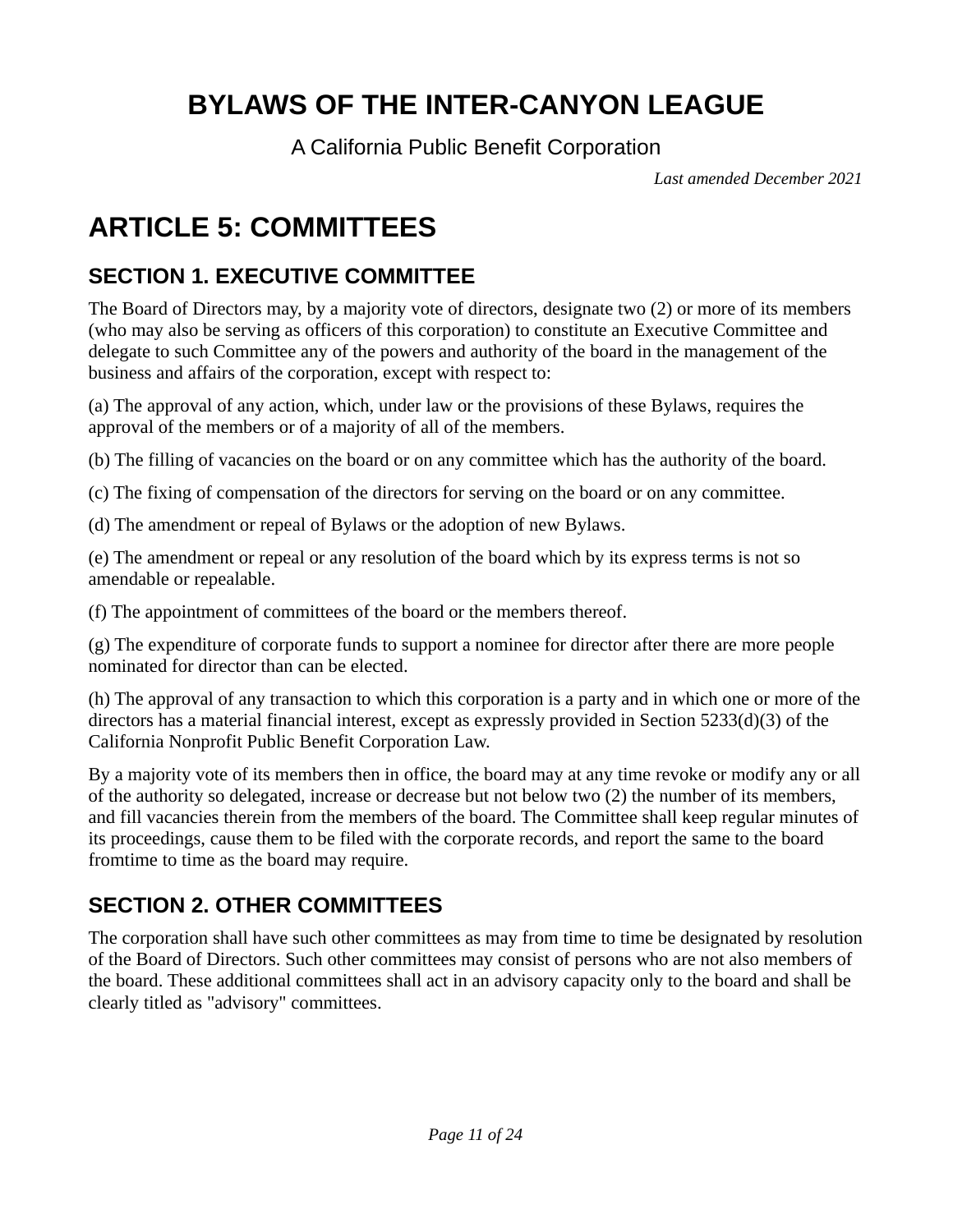# BYLAWS OF THE INTER-CANYON LEAGUE

A California Public Benefit Corporation

*Last amended December 2021*

# ARTICLE 5: COMMITTEES

## SECTION 1. EXECUTIVE COMMITTEE

The Board of Directors may, by a majority vote of directors, designate two (2) or more of its members (who may also be serving as officers of this corporation) to constitute an Executive Committee and delegate to such Committee any of the powers and authority of the board in the management of the business and affairs of the corporation, except with respect to:

(a) The approval of any action, which, under law or the provisions of these Bylaws, requires the approval of the members or of a majority of all of the members.

(b) The filling of vacancies on the board or on any committee which has the authority of the board.

(c) The fixing of compensation of the directors for serving on the board or on any committee.

(d) The amendment or repeal of Bylaws or the adoption of new Bylaws.

(e) The amendment or repeal or any resolution of the board which by its express terms is not so amendable or repealable.

(f) The appointment of committees of the board or the members thereof.

(g) The expenditure of corporate funds to support a nominee for director after there are more people nominated for director than can be elected.

(h) The approval of any transaction to which this corporation is a party and in which one or more of the directors has a material financial interest, except as expressly provided in Section 5233(d)(3) of the California Nonprofit Public Benefit Corporation Law.

By a majority vote of its members then in office, the board may at any time revoke or modify any or all of the authority so delegated, increase or decrease but not below two (2) the number of its members, and fill vacancies therein from the members of the board. The Committee shall keep regular minutes of its proceedings, cause them to be filed with the corporate records, and report the same to the board fromtime to time as the board may require.

## SECTION 2. OTHER COMMITTEES

The corporation shall have such other committees as may from time to time be designated by resolution of the Board of Directors. Such other committees may consist of persons who are not also members of the board. These additional committees shall act in an advisory capacity only to the board and shall be clearly titled as "advisory" committees.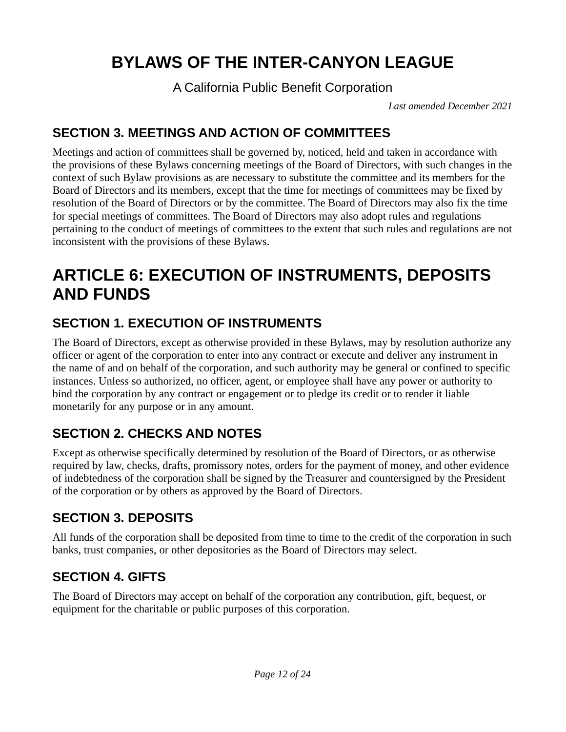# BYLAWS OF THE INTER-CANYON LEAGUE

A California Public Benefit Corporation

*Last amended December 2021*

### SECTION 3. MEETINGS AND ACTION OF COMMITTEES

Meetings and action of committees shall be governed by, noticed, held and taken in accordance with the provisions of these Bylaws concerning meetings of the Board of Directors, with such changes in the context of such Bylaw provisions as are necessary to substitute the committee and its members for the Board of Directors and its members, except that the time for meetings of committees may be fixed by resolution of the Board of Directors or by the committee. The Board of Directors may also fix the time for special meetings of committees. The Board of Directors may also adopt rules and regulations pertaining to the conduct of meetings of committees to the extent that such rules and regulations are not inconsistent with the provisions of these Bylaws.

## ARTICLE 6: EXECUTION OF INSTRUMENTS, DEPOSITS AND FUNDS

### SECTION 1. EXECUTION OF INSTRUMENTS

The Board of Directors, except as otherwise provided in these Bylaws, may by resolution authorize any officer or agent of the corporation to enter into any contract or execute and deliver any instrument in the name of and on behalf of the corporation, and such authority may be general or confined to specific instances. Unless so authorized, no officer, agent, or employee shall have any power or authority to bind the corporation by any contract or engagement or to pledge its credit or to render it liable monetarily for any purpose or in any amount.

### SECTION 2. CHECKS AND NOTES

Except as otherwise specifically determined by resolution of the Board of Directors, or as otherwise required by law, checks, drafts, promissory notes, orders for the payment of money, and other evidence of indebtedness of the corporation shall be signed by the Treasurer and countersigned by the President of the corporation or by others as approved by the Board of Directors.

### SECTION 3. DEPOSITS

All funds of the corporation shall be deposited from time to time to the credit of the corporation in such banks, trust companies, or other depositories as the Board of Directors may select.

### SECTION 4. GIFTS

The Board of Directors may accept on behalf of the corporation any contribution, gift, bequest, or equipment for the charitable or public purposes of this corporation.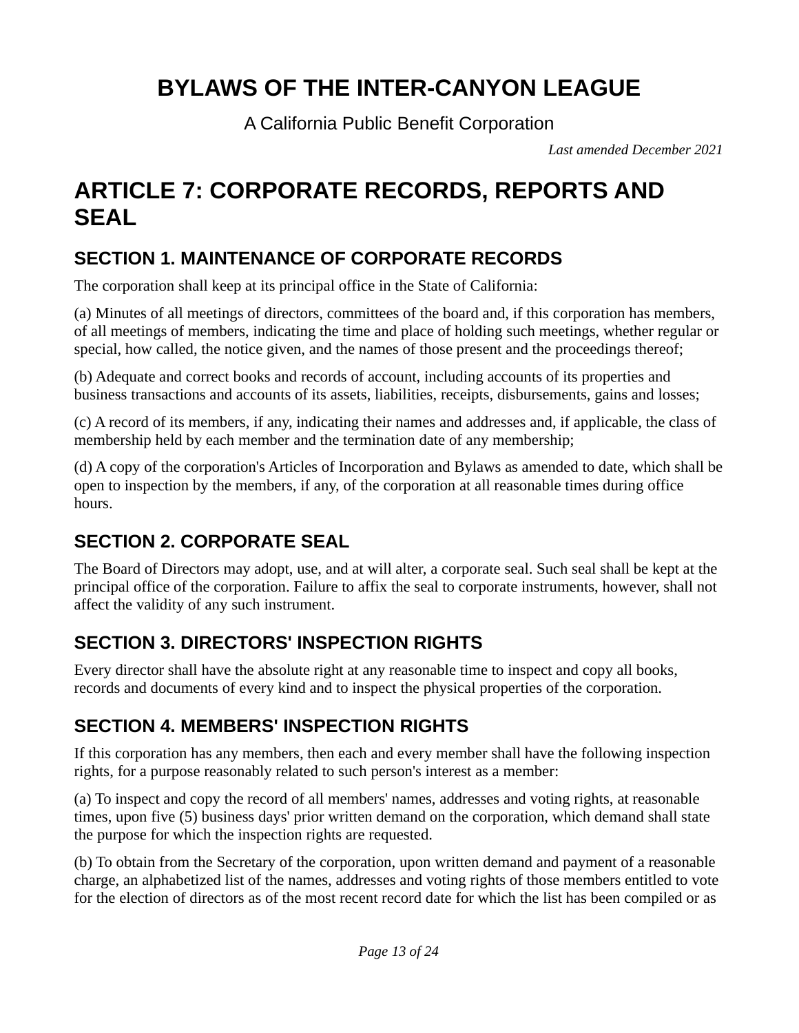# BYLAWS OF THE INTER-CANYON LEAGUE

A California Public Benefit Corporation

*Last amended December 2021*

# ARTICLE 7: CORPORATE RECORDS, REPORTS AND SEAL

## SECTION 1. MAINTENANCE OF CORPORATE RECORDS

The corporation shall keep at its principal office in the State of California:

(a) Minutes of all meetings of directors, committees of the board and, if this corporation has members, of all meetings of members, indicating the time and place of holding such meetings, whether regular or special, how called, the notice given, and the names of those present and the proceedings thereof;

(b) Adequate and correct books and records of account, including accounts of its properties and business transactions and accounts of its assets, liabilities, receipts, disbursements, gains and losses;

(c) A record of its members, if any, indicating their names and addresses and, if applicable, the class of membership held by each member and the termination date of any membership;

(d) A copy of the corporation's Articles of Incorporation and Bylaws as amended to date, which shall be open to inspection by the members, if any, of the corporation at all reasonable times during office hours.

## SECTION 2. CORPORATE SEAL

The Board of Directors may adopt, use, and at will alter, a corporate seal. Such seal shall be kept at the principal office of the corporation. Failure to affix the seal to corporate instruments, however, shall not affect the validity of any such instrument.

## SECTION 3. DIRECTORS' INSPECTION RIGHTS

Every director shall have the absolute right at any reasonable time to inspect and copy all books, records and documents of every kind and to inspect the physical properties of the corporation.

## SECTION 4. MEMBERS' INSPECTION RIGHTS

If this corporation has any members, then each and every member shall have the following inspection rights, for a purpose reasonably related to such person's interest as a member:

(a) To inspect and copy the record of all members' names, addresses and voting rights, at reasonable times, upon five (5) business days' prior written demand on the corporation, which demand shall state the purpose for which the inspection rights are requested.

(b) To obtain from the Secretary of the corporation, upon written demand and payment of a reasonable charge, an alphabetized list of the names, addresses and voting rights of those members entitled to vote for the election of directors as of the most recent record date for which the list has been compiled or as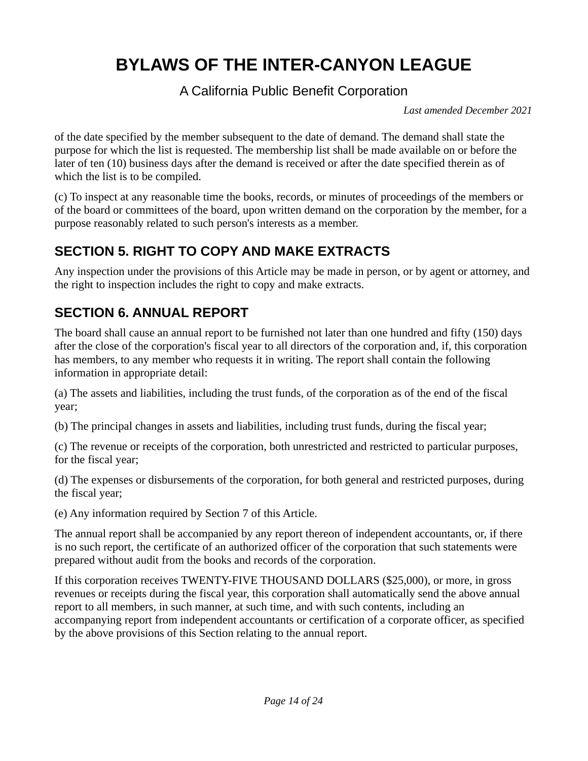of the date specified by the member subsequent to the date of demand. The demand shall state the purpose for which the list is requested. The membership list shall be made available on or before the later of ten (10) business days after the demand is received or after the date specified therein as of which the list is to be compiled.

(c) To inspect at any reasonable time the books, records, or minutes of proceedings of the members or of the board or committees of the board, upon written demand on the corporation by the member, for a purpose reasonably related to such person's interests as a member.

## SECTION 5. RIGHT TO COPY AND MAKE EXTRACTS

Any inspection under the provisions of this Article may be made in person, or by agent or attorney, and the right to inspection includes the right to copy and make extracts.

## SECTION 6. ANNUAL REPORT

The board shall cause an annual report to be furnished not later than one hundred and fifty (150) days after the close of the corporation's fiscal year to all directors of the corporation and, if, this corporation has members, to any member who requests it in writing. The report shall contain the following information in appropriate detail:

(a) The assets and liabilities, including the trust funds, of the corporation as of the end of the fiscal year;

(b) The principal changes in assets and liabilities, including trust funds, during the fiscal year;

(c) The revenue or receipts of the corporation, both unrestricted and restricted to particular purposes, for the fiscal year;

(d) The expenses or disbursements of the corporation, for both general and restricted purposes, during the fiscal year;

(e) Any information required by Section 7 of this Article.

The annual report shall be accompanied by any report thereon of independent accountants, or, if there is no such report, the certificate of an authorized officer of the corporation that such statements were prepared without audit from the books and records of the corporation.

If this corporation receives TWENTY-FIVE THOUSAND DOLLARS ($25,000), or more, in gross revenues or receipts during the fiscal year, this corporation shall automatically send the above annual report to all members, in such manner, at such time, and with such contents, including an accompanying report from independent accountants or certification of a corporate officer, as specified by the above provisions of this Section relating to the annual report.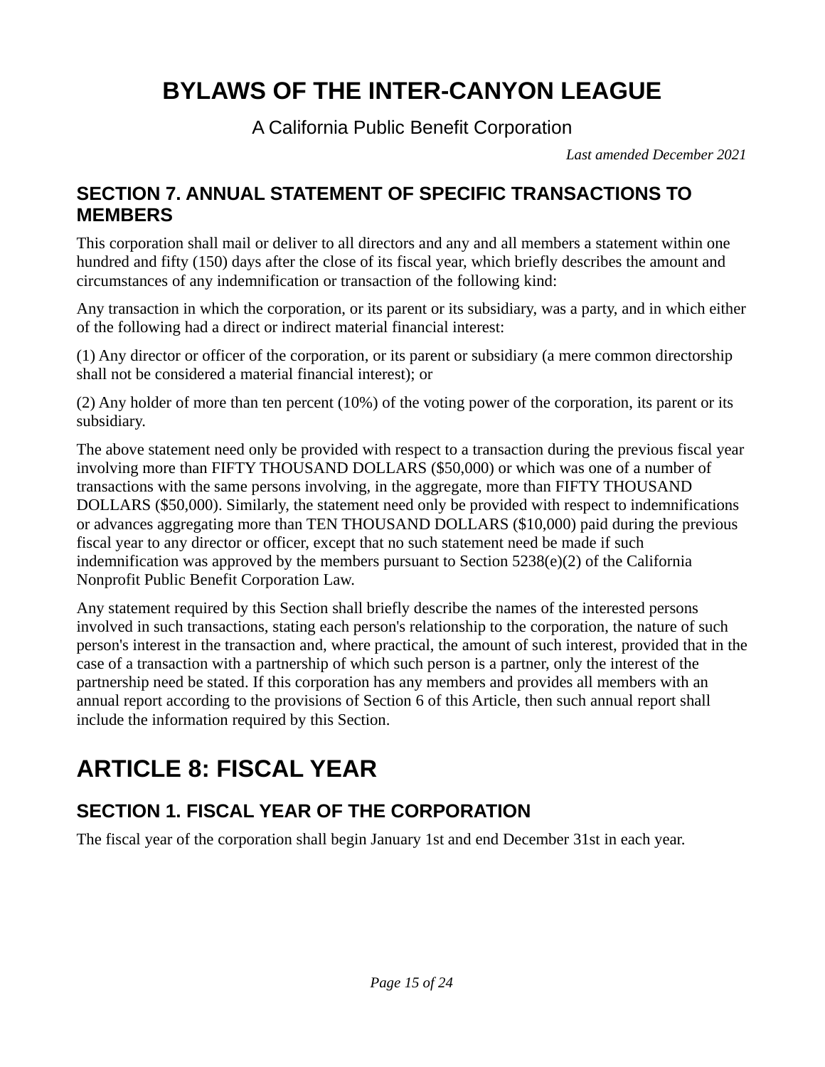## SECTION 7. ANNUAL STATEMENT OF SPECIFIC TRANSACTIONS TO MEMBERS

This corporation shall mail or deliver to all directors and any and all members a statement within one hundred and fifty (150) days after the close of its fiscal year, which briefly describes the amount and circumstances of any indemnification or transaction of the following kind:

Any transaction in which the corporation, or its parent or its subsidiary, was a party, and in which either of the following had a direct or indirect material financial interest:

(1) Any director or officer of the corporation, or its parent or subsidiary (a mere common directorship shall not be considered a material financial interest); or

(2) Any holder of more than ten percent (10%) of the voting power of the corporation, its parent or its subsidiary.

The above statement need only be provided with respect to a transaction during the previous fiscal year involving more than FIFTY THOUSAND DOLLARS ($50,000) or which was one of a number of transactions with the same persons involving, in the aggregate, more than FIFTY THOUSAND DOLLARS ($50,000). Similarly, the statement need only be provided with respect to indemnifications or advances aggregating more than TEN THOUSAND DOLLARS ($10,000) paid during the previous fiscal year to any director or officer, except that no such statement need be made if such indemnification was approved by the members pursuant to Section 5238(e)(2) of the California Nonprofit Public Benefit Corporation Law.

Any statement required by this Section shall briefly describe the names of the interested persons involved in such transactions, stating each person's relationship to the corporation, the nature of such person's interest in the transaction and, where practical, the amount of such interest, provided that in the case of a transaction with a partnership of which such person is a partner, only the interest of the partnership need be stated. If this corporation has any members and provides all members with an annual report according to the provisions of Section 6 of this Article, then such annual report shall include the information required by this Section.

# ARTICLE 8: FISCAL YEAR

## SECTION 1. FISCAL YEAR OF THE CORPORATION

The fiscal year of the corporation shall begin January 1st and end December 31st in each year.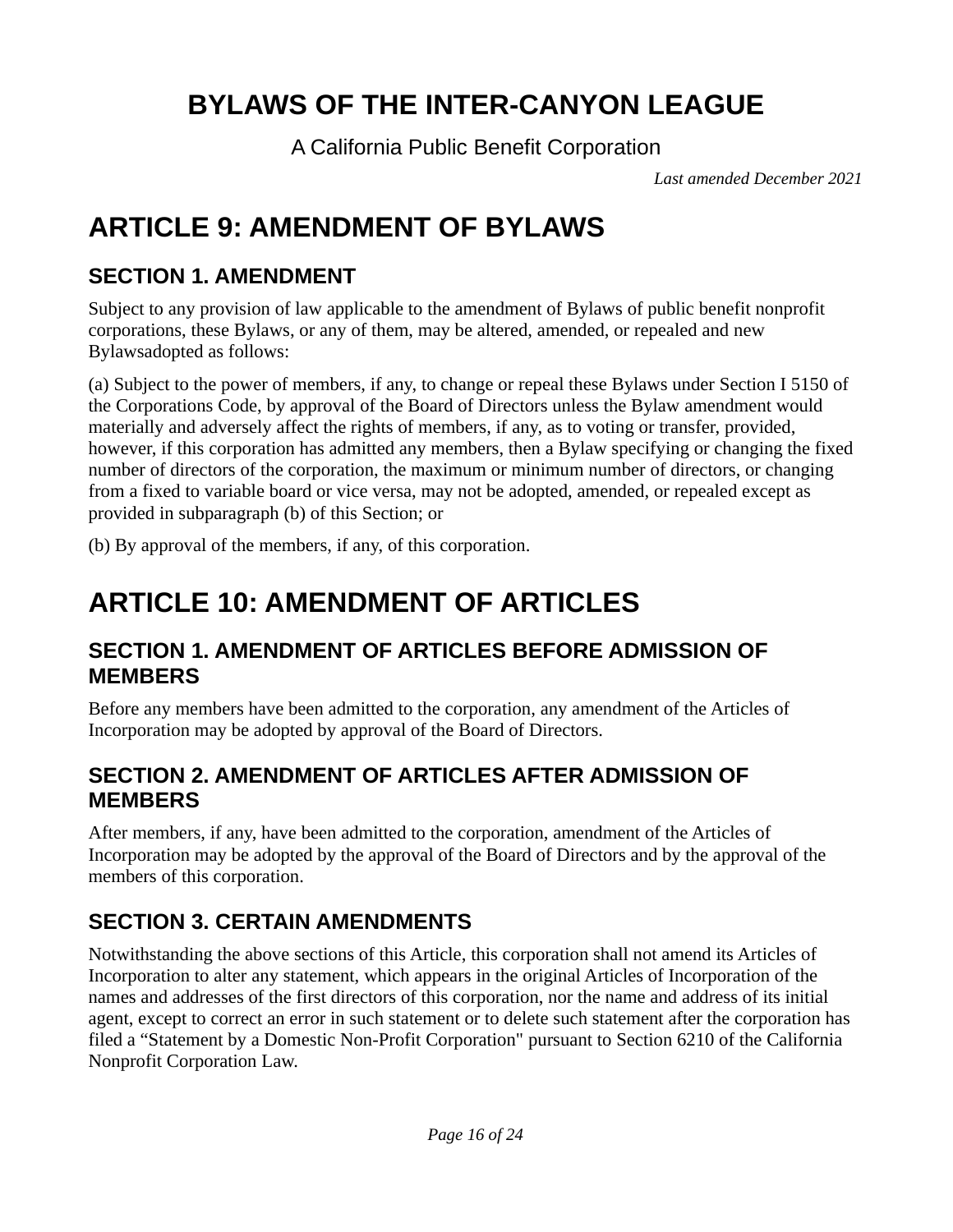# BYLAWS OF THE INTER-CANYON LEAGUE

A California Public Benefit Corporation

*Last amended December 2021*

# ARTICLE 9: AMENDMENT OF BYLAWS

## SECTION 1. AMENDMENT

Subject to any provision of law applicable to the amendment of Bylaws of public benefit nonprofit corporations, these Bylaws, or any of them, may be altered, amended, or repealed and new Bylawsadopted as follows:

(a) Subject to the power of members, if any, to change or repeal these Bylaws under Section I 5150 of the Corporations Code, by approval of the Board of Directors unless the Bylaw amendment would materially and adversely affect the rights of members, if any, as to voting or transfer, provided, however, if this corporation has admitted any members, then a Bylaw specifying or changing the fixed number of directors of the corporation, the maximum or minimum number of directors, or changing from a fixed to variable board or vice versa, may not be adopted, amended, or repealed except as provided in subparagraph (b) of this Section; or

(b) By approval of the members, if any, of this corporation.

# ARTICLE 10: AMENDMENT OF ARTICLES

## SECTION 1. AMENDMENT OF ARTICLES BEFORE ADMISSION OF MEMBERS

Before any members have been admitted to the corporation, any amendment of the Articles of Incorporation may be adopted by approval of the Board of Directors.

## SECTION 2. AMENDMENT OF ARTICLES AFTER ADMISSION OF MEMBERS

After members, if any, have been admitted to the corporation, amendment of the Articles of Incorporation may be adopted by the approval of the Board of Directors and by the approval of the members of this corporation.

## SECTION 3. CERTAIN AMENDMENTS

Notwithstanding the above sections of this Article, this corporation shall not amend its Articles of Incorporation to alter any statement, which appears in the original Articles of Incorporation of the names and addresses of the first directors of this corporation, nor the name and address of its initial agent, except to correct an error in such statement or to delete such statement after the corporation has filed a "Statement by a Domestic Non-Profit Corporation" pursuant to Section 6210 of the California Nonprofit Corporation Law.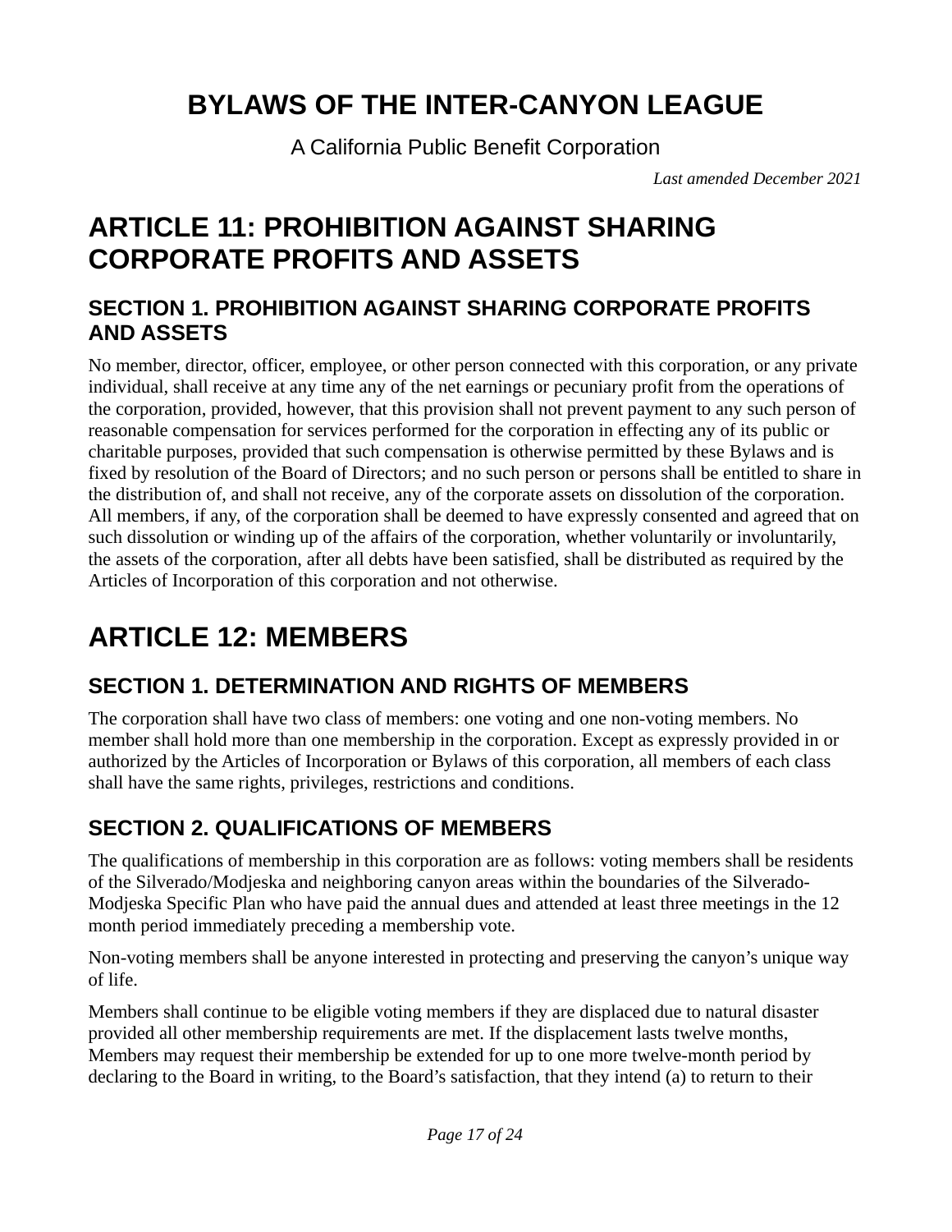# BYLAWS OF THE INTER-CANYON LEAGUE

A California Public Benefit Corporation

*Last amended December 2021*

# ARTICLE 11: PROHIBITION AGAINST SHARING CORPORATE PROFITS AND ASSETS

## SECTION 1. PROHIBITION AGAINST SHARING CORPORATE PROFITS AND ASSETS

No member, director, officer, employee, or other person connected with this corporation, or any private individual, shall receive at any time any of the net earnings or pecuniary profit from the operations of the corporation, provided, however, that this provision shall not prevent payment to any such person of reasonable compensation for services performed for the corporation in effecting any of its public or charitable purposes, provided that such compensation is otherwise permitted by these Bylaws and is fixed by resolution of the Board of Directors; and no such person or persons shall be entitled to share in the distribution of, and shall not receive, any of the corporate assets on dissolution of the corporation. All members, if any, of the corporation shall be deemed to have expressly consented and agreed that on such dissolution or winding up of the affairs of the corporation, whether voluntarily or involuntarily, the assets of the corporation, after all debts have been satisfied, shall be distributed as required by the Articles of Incorporation of this corporation and not otherwise.

# ARTICLE 12: MEMBERS

## SECTION 1. DETERMINATION AND RIGHTS OF MEMBERS

The corporation shall have two class of members: one voting and one non-voting members. No member shall hold more than one membership in the corporation. Except as expressly provided in or authorized by the Articles of Incorporation or Bylaws of this corporation, all members of each class shall have the same rights, privileges, restrictions and conditions.

## SECTION 2. QUALIFICATIONS OF MEMBERS

The qualifications of membership in this corporation are as follows: voting members shall be residents of the Silverado/Modjeska and neighboring canyon areas within the boundaries of the Silverado-Modjeska Specific Plan who have paid the annual dues and attended at least three meetings in the 12 month period immediately preceding a membership vote.

Non-voting members shall be anyone interested in protecting and preserving the canyon’s unique way of life.

Members shall continue to be eligible voting members if they are displaced due to natural disaster provided all other membership requirements are met. If the displacement lasts twelve months, Members may request their membership be extended for up to one more twelve-month period by declaring to the Board in writing, to the Board’s satisfaction, that they intend (a) to return to their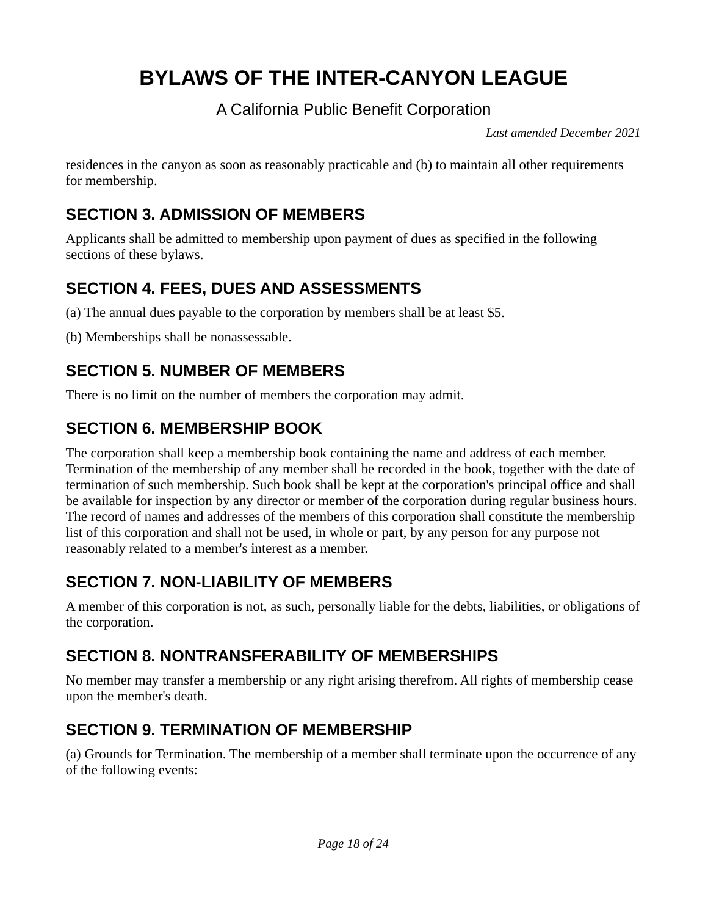residences in the canyon as soon as reasonably practicable and (b) to maintain all other requirements for membership.

## SECTION 3. ADMISSION OF MEMBERS

Applicants shall be admitted to membership upon payment of dues as specified in the following sections of these bylaws.

## SECTION 4. FEES, DUES AND ASSESSMENTS

(a) The annual dues payable to the corporation by members shall be at least $5.

(b) Memberships shall be nonassessable.

## SECTION 5. NUMBER OF MEMBERS

There is no limit on the number of members the corporation may admit.

## SECTION 6. MEMBERSHIP BOOK

The corporation shall keep a membership book containing the name and address of each member. Termination of the membership of any member shall be recorded in the book, together with the date of termination of such membership. Such book shall be kept at the corporation's principal office and shall be available for inspection by any director or member of the corporation during regular business hours. The record of names and addresses of the members of this corporation shall constitute the membership list of this corporation and shall not be used, in whole or part, by any person for any purpose not reasonably related to a member's interest as a member.

## SECTION 7. NON-LIABILITY OF MEMBERS

A member of this corporation is not, as such, personally liable for the debts, liabilities, or obligations of the corporation.

## SECTION 8. NONTRANSFERABILITY OF MEMBERSHIPS

No member may transfer a membership or any right arising therefrom. All rights of membership cease upon the member's death.

## SECTION 9. TERMINATION OF MEMBERSHIP

(a) Grounds for Termination. The membership of a member shall terminate upon the occurrence of any of the following events: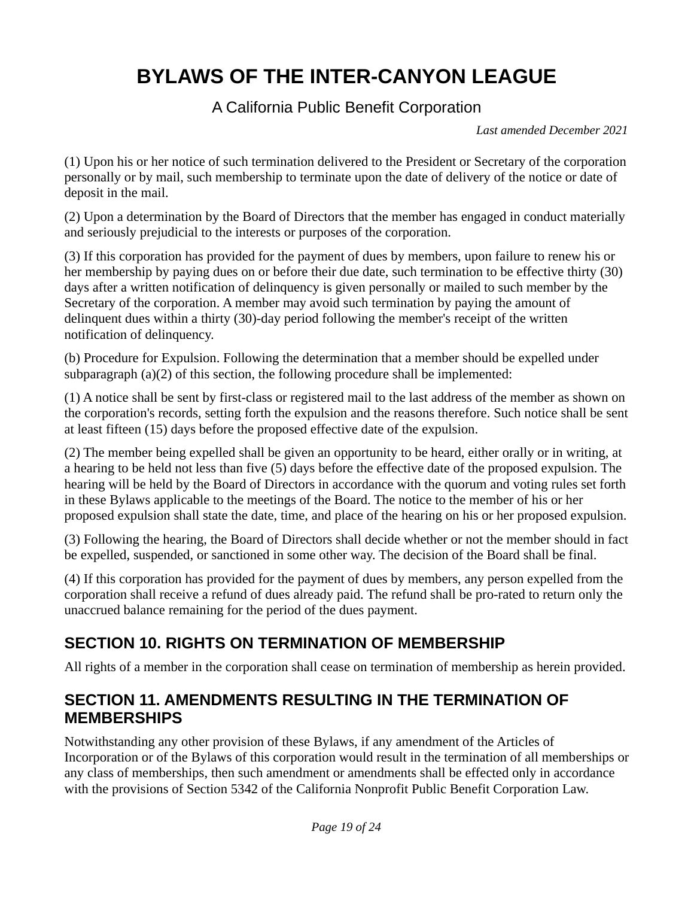(1) Upon his or her notice of such termination delivered to the President or Secretary of the corporation personally or by mail, such membership to terminate upon the date of delivery of the notice or date of deposit in the mail.

(2) Upon a determination by the Board of Directors that the member has engaged in conduct materially and seriously prejudicial to the interests or purposes of the corporation.

(3) If this corporation has provided for the payment of dues by members, upon failure to renew his or her membership by paying dues on or before their due date, such termination to be effective thirty (30) days after a written notification of delinquency is given personally or mailed to such member by the Secretary of the corporation. A member may avoid such termination by paying the amount of delinquent dues within a thirty (30)-day period following the member's receipt of the written notification of delinquency.

(b) Procedure for Expulsion. Following the determination that a member should be expelled under subparagraph (a)(2) of this section, the following procedure shall be implemented:

(1) A notice shall be sent by first-class or registered mail to the last address of the member as shown on the corporation's records, setting forth the expulsion and the reasons therefore. Such notice shall be sent at least fifteen (15) days before the proposed effective date of the expulsion.

(2) The member being expelled shall be given an opportunity to be heard, either orally or in writing, at a hearing to be held not less than five (5) days before the effective date of the proposed expulsion. The hearing will be held by the Board of Directors in accordance with the quorum and voting rules set forth in these Bylaws applicable to the meetings of the Board. The notice to the member of his or her proposed expulsion shall state the date, time, and place of the hearing on his or her proposed expulsion.

(3) Following the hearing, the Board of Directors shall decide whether or not the member should in fact be expelled, suspended, or sanctioned in some other way. The decision of the Board shall be final.

(4) If this corporation has provided for the payment of dues by members, any person expelled from the corporation shall receive a refund of dues already paid. The refund shall be pro-rated to return only the unaccrued balance remaining for the period of the dues payment.

## SECTION 10. RIGHTS ON TERMINATION OF MEMBERSHIP

All rights of a member in the corporation shall cease on termination of membership as herein provided.

## SECTION 11. AMENDMENTS RESULTING IN THE TERMINATION OF MEMBERSHIPS

Notwithstanding any other provision of these Bylaws, if any amendment of the Articles of Incorporation or of the Bylaws of this corporation would result in the termination of all memberships or any class of memberships, then such amendment or amendments shall be effected only in accordance with the provisions of Section 5342 of the California Nonprofit Public Benefit Corporation Law.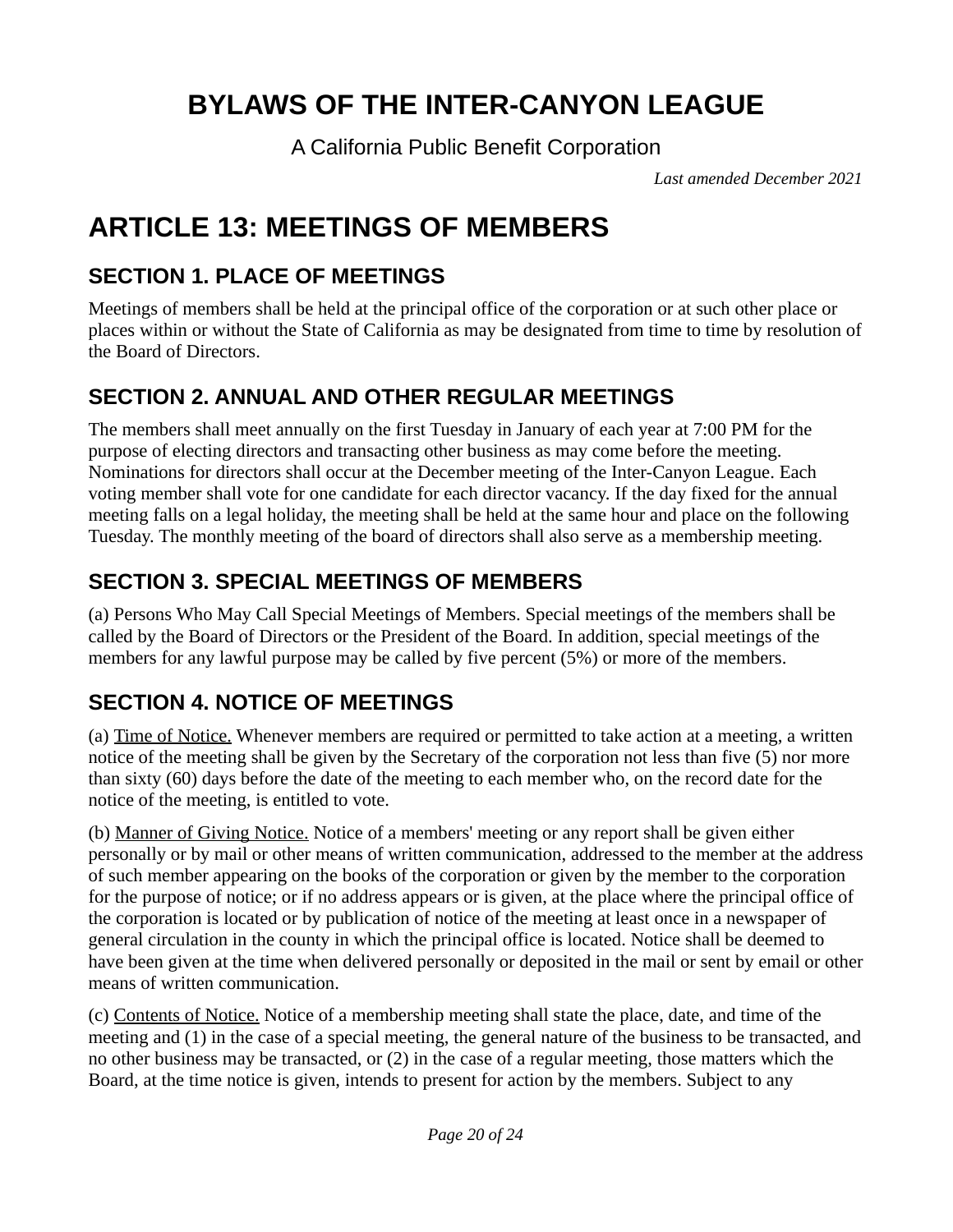# BYLAWS OF THE INTER-CANYON LEAGUE

A California Public Benefit Corporation

*Last amended December 2021*

# ARTICLE 13: MEETINGS OF MEMBERS

## SECTION 1. PLACE OF MEETINGS

Meetings of members shall be held at the principal office of the corporation or at such other place or places within or without the State of California as may be designated from time to time by resolution of the Board of Directors.

## SECTION 2. ANNUAL AND OTHER REGULAR MEETINGS

The members shall meet annually on the first Tuesday in January of each year at 7:00 PM for the purpose of electing directors and transacting other business as may come before the meeting. Nominations for directors shall occur at the December meeting of the Inter-Canyon League. Each voting member shall vote for one candidate for each director vacancy. If the day fixed for the annual meeting falls on a legal holiday, the meeting shall be held at the same hour and place on the following Tuesday. The monthly meeting of the board of directors shall also serve as a membership meeting.

## SECTION 3. SPECIAL MEETINGS OF MEMBERS

(a) Persons Who May Call Special Meetings of Members. Special meetings of the members shall be called by the Board of Directors or the President of the Board. In addition, special meetings of the members for any lawful purpose may be called by five percent (5%) or more of the members.

## SECTION 4. NOTICE OF MEETINGS

(a) Time of Notice. Whenever members are required or permitted to take action at a meeting, a written notice of the meeting shall be given by the Secretary of the corporation not less than five (5) nor more than sixty (60) days before the date of the meeting to each member who, on the record date for the notice of the meeting, is entitled to vote.

(b) Manner of Giving Notice. Notice of a members' meeting or any report shall be given either personally or by mail or other means of written communication, addressed to the member at the address of such member appearing on the books of the corporation or given by the member to the corporation for the purpose of notice; or if no address appears or is given, at the place where the principal office of the corporation is located or by publication of notice of the meeting at least once in a newspaper of general circulation in the county in which the principal office is located. Notice shall be deemed to have been given at the time when delivered personally or deposited in the mail or sent by email or other means of written communication.

(c) Contents of Notice. Notice of a membership meeting shall state the place, date, and time of the meeting and (1) in the case of a special meeting, the general nature of the business to be transacted, and no other business may be transacted, or (2) in the case of a regular meeting, those matters which the Board, at the time notice is given, intends to present for action by the members. Subject to any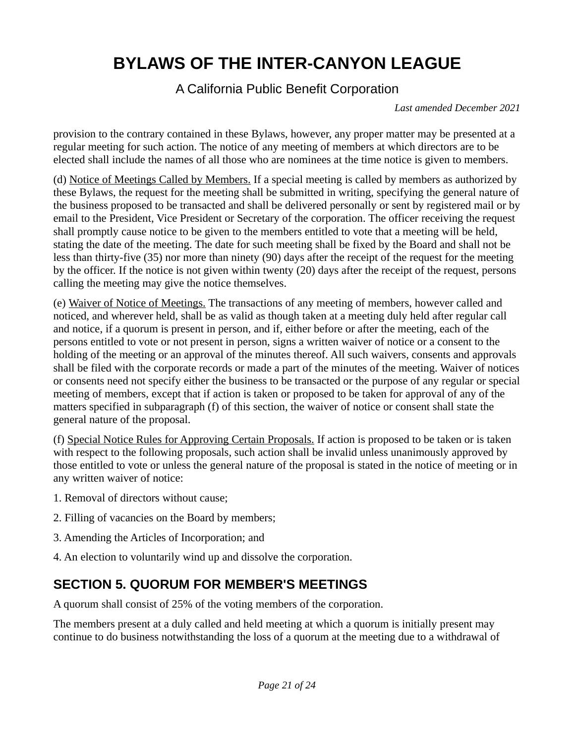provision to the contrary contained in these Bylaws, however, any proper matter may be presented at a regular meeting for such action. The notice of any meeting of members at which directors are to be elected shall include the names of all those who are nominees at the time notice is given to members.

(d) Notice of Meetings Called by Members. If a special meeting is called by members as authorized by these Bylaws, the request for the meeting shall be submitted in writing, specifying the general nature of the business proposed to be transacted and shall be delivered personally or sent by registered mail or by email to the President, Vice President or Secretary of the corporation. The officer receiving the request shall promptly cause notice to be given to the members entitled to vote that a meeting will be held, stating the date of the meeting. The date for such meeting shall be fixed by the Board and shall not be less than thirty-five (35) nor more than ninety (90) days after the receipt of the request for the meeting by the officer. If the notice is not given within twenty (20) days after the receipt of the request, persons calling the meeting may give the notice themselves.

(e) Waiver of Notice of Meetings. The transactions of any meeting of members, however called and noticed, and wherever held, shall be as valid as though taken at a meeting duly held after regular call and notice, if a quorum is present in person, and if, either before or after the meeting, each of the persons entitled to vote or not present in person, signs a written waiver of notice or a consent to the holding of the meeting or an approval of the minutes thereof. All such waivers, consents and approvals shall be filed with the corporate records or made a part of the minutes of the meeting. Waiver of notices or consents need not specify either the business to be transacted or the purpose of any regular or special meeting of members, except that if action is taken or proposed to be taken for approval of any of the matters specified in subparagraph (f) of this section, the waiver of notice or consent shall state the general nature of the proposal.

(f) Special Notice Rules for Approving Certain Proposals. If action is proposed to be taken or is taken with respect to the following proposals, such action shall be invalid unless unanimously approved by those entitled to vote or unless the general nature of the proposal is stated in the notice of meeting or in any written waiver of notice:

1. Removal of directors without cause;
2. Filling of vacancies on the Board by members;
3. Amending the Articles of Incorporation; and
4. An election to voluntarily wind up and dissolve the corporation.

## SECTION 5. QUORUM FOR MEMBER'S MEETINGS

A quorum shall consist of 25% of the voting members of the corporation.

The members present at a duly called and held meeting at which a quorum is initially present may continue to do business notwithstanding the loss of a quorum at the meeting due to a withdrawal of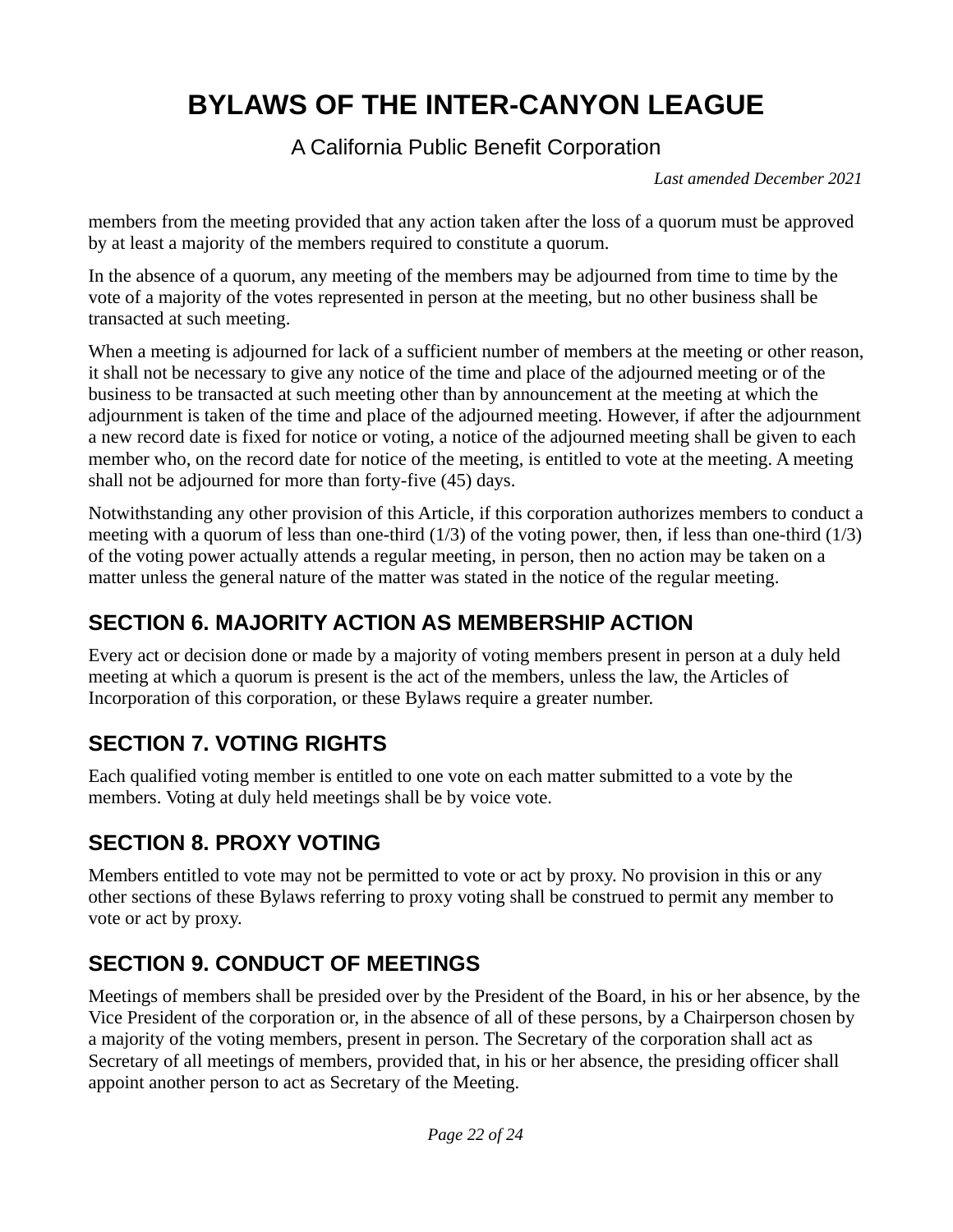members from the meeting provided that any action taken after the loss of a quorum must be approved by at least a majority of the members required to constitute a quorum.

In the absence of a quorum, any meeting of the members may be adjourned from time to time by the vote of a majority of the votes represented in person at the meeting, but no other business shall be transacted at such meeting.

When a meeting is adjourned for lack of a sufficient number of members at the meeting or other reason, it shall not be necessary to give any notice of the time and place of the adjourned meeting or of the business to be transacted at such meeting other than by announcement at the meeting at which the adjournment is taken of the time and place of the adjourned meeting. However, if after the adjournment a new record date is fixed for notice or voting, a notice of the adjourned meeting shall be given to each member who, on the record date for notice of the meeting, is entitled to vote at the meeting. A meeting shall not be adjourned for more than forty-five (45) days.

Notwithstanding any other provision of this Article, if this corporation authorizes members to conduct a meeting with a quorum of less than one-third (1/3) of the voting power, then, if less than one-third (1/3) of the voting power actually attends a regular meeting, in person, then no action may be taken on a matter unless the general nature of the matter was stated in the notice of the regular meeting.

## SECTION 6. MAJORITY ACTION AS MEMBERSHIP ACTION

Every act or decision done or made by a majority of voting members present in person at a duly held meeting at which a quorum is present is the act of the members, unless the law, the Articles of Incorporation of this corporation, or these Bylaws require a greater number.

## SECTION 7. VOTING RIGHTS

Each qualified voting member is entitled to one vote on each matter submitted to a vote by the members. Voting at duly held meetings shall be by voice vote.

## SECTION 8. PROXY VOTING

Members entitled to vote may not be permitted to vote or act by proxy. No provision in this or any other sections of these Bylaws referring to proxy voting shall be construed to permit any member to vote or act by proxy.

## SECTION 9. CONDUCT OF MEETINGS

Meetings of members shall be presided over by the President of the Board, in his or her absence, by the Vice President of the corporation or, in the absence of all of these persons, by a Chairperson chosen by a majority of the voting members, present in person. The Secretary of the corporation shall act as Secretary of all meetings of members, provided that, in his or her absence, the presiding officer shall appoint another person to act as Secretary of the Meeting.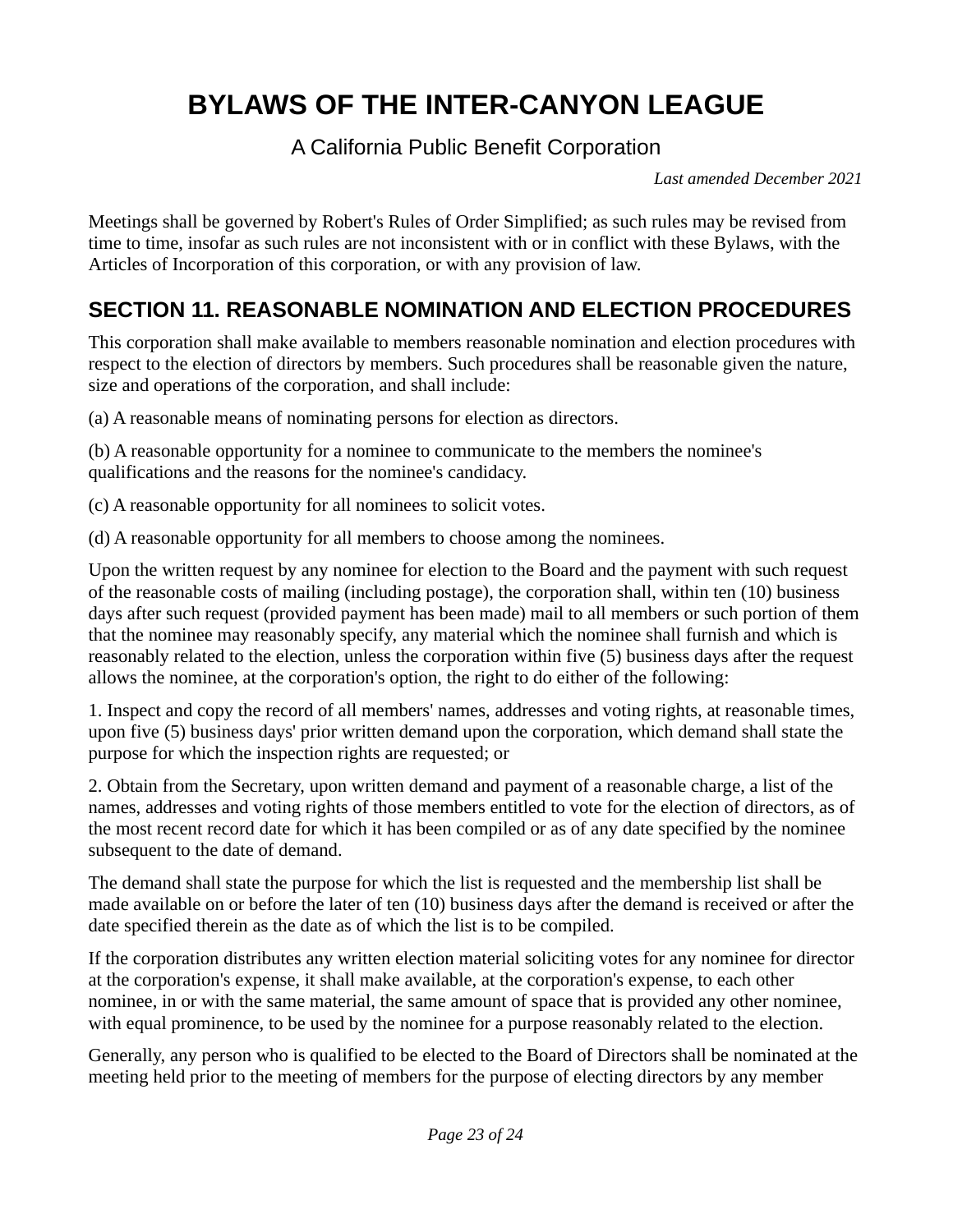# BYLAWS OF THE INTER-CANYON LEAGUE

A California Public Benefit Corporation

*Last amended December 2021*

Meetings shall be governed by Robert's Rules of Order Simplified; as such rules may be revised from time to time, insofar as such rules are not inconsistent with or in conflict with these Bylaws, with the Articles of Incorporation of this corporation, or with any provision of law.

## SECTION 11. REASONABLE NOMINATION AND ELECTION PROCEDURES

This corporation shall make available to members reasonable nomination and election procedures with respect to the election of directors by members. Such procedures shall be reasonable given the nature, size and operations of the corporation, and shall include:

(a) A reasonable means of nominating persons for election as directors.

(b) A reasonable opportunity for a nominee to communicate to the members the nominee's qualifications and the reasons for the nominee's candidacy.

(c) A reasonable opportunity for all nominees to solicit votes.

(d) A reasonable opportunity for all members to choose among the nominees.

Upon the written request by any nominee for election to the Board and the payment with such request of the reasonable costs of mailing (including postage), the corporation shall, within ten (10) business days after such request (provided payment has been made) mail to all members or such portion of them that the nominee may reasonably specify, any material which the nominee shall furnish and which is reasonably related to the election, unless the corporation within five (5) business days after the request allows the nominee, at the corporation's option, the right to do either of the following:

1. Inspect and copy the record of all members' names, addresses and voting rights, at reasonable times, upon five (5) business days' prior written demand upon the corporation, which demand shall state the purpose for which the inspection rights are requested; or

2. Obtain from the Secretary, upon written demand and payment of a reasonable charge, a list of the names, addresses and voting rights of those members entitled to vote for the election of directors, as of the most recent record date for which it has been compiled or as of any date specified by the nominee subsequent to the date of demand.

The demand shall state the purpose for which the list is requested and the membership list shall be made available on or before the later of ten (10) business days after the demand is received or after the date specified therein as the date as of which the list is to be compiled.

If the corporation distributes any written election material soliciting votes for any nominee for director at the corporation's expense, it shall make available, at the corporation's expense, to each other nominee, in or with the same material, the same amount of space that is provided any other nominee, with equal prominence, to be used by the nominee for a purpose reasonably related to the election.

Generally, any person who is qualified to be elected to the Board of Directors shall be nominated at the meeting held prior to the meeting of members for the purpose of electing directors by any member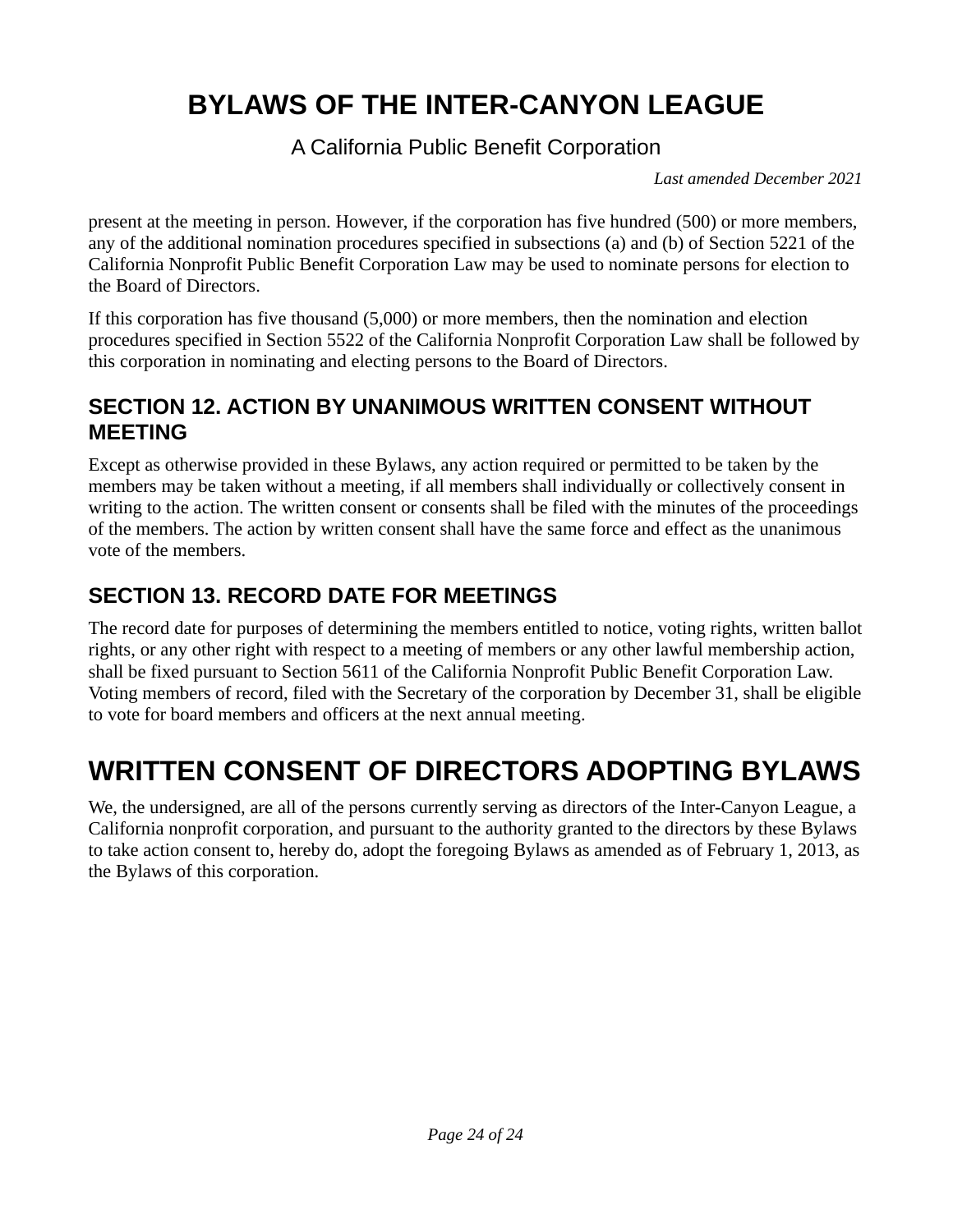present at the meeting in person. However, if the corporation has five hundred (500) or more members, any of the additional nomination procedures specified in subsections (a) and (b) of Section 5221 of the California Nonprofit Public Benefit Corporation Law may be used to nominate persons for election to the Board of Directors.

If this corporation has five thousand (5,000) or more members, then the nomination and election procedures specified in Section 5522 of the California Nonprofit Corporation Law shall be followed by this corporation in nominating and electing persons to the Board of Directors.

## SECTION 12. ACTION BY UNANIMOUS WRITTEN CONSENT WITHOUT MEETING

Except as otherwise provided in these Bylaws, any action required or permitted to be taken by the members may be taken without a meeting, if all members shall individually or collectively consent in writing to the action. The written consent or consents shall be filed with the minutes of the proceedings of the members. The action by written consent shall have the same force and effect as the unanimous vote of the members.

## SECTION 13. RECORD DATE FOR MEETINGS

The record date for purposes of determining the members entitled to notice, voting rights, written ballot rights, or any other right with respect to a meeting of members or any other lawful membership action, shall be fixed pursuant to Section 5611 of the California Nonprofit Public Benefit Corporation Law. Voting members of record, filed with the Secretary of the corporation by December 31, shall be eligible to vote for board members and officers at the next annual meeting.

# WRITTEN CONSENT OF DIRECTORS ADOPTING BYLAWS

We, the undersigned, are all of the persons currently serving as directors of the Inter-Canyon League, a California nonprofit corporation, and pursuant to the authority granted to the directors by these Bylaws to take action consent to, hereby do, adopt the foregoing Bylaws as amended as of February 1, 2013, as the Bylaws of this corporation.